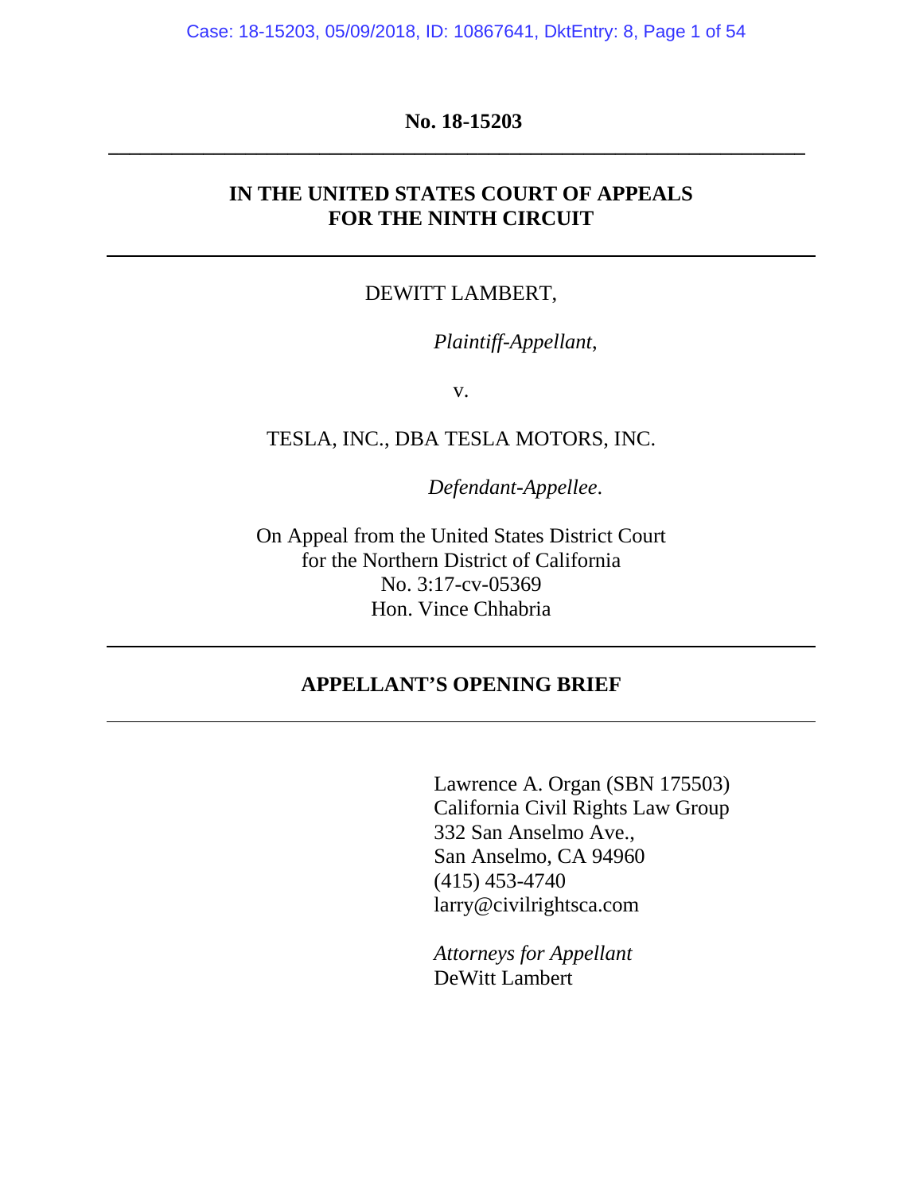**No. 18-15203**

---

**IN THE UNITED STATES COURT OF APPEALS
FOR THE NINTH CIRCUIT**

---

DEWITT LAMBERT,

*Plaintiff-Appellant*,

v.

TESLA, INC., DBA TESLA MOTORS, INC.

*Defendant-Appellee*.

On Appeal from the United States District Court
for the Northern District of California
No. 3:17-cv-05369
Hon. Vince Chhabria

---

**APPELLANT'S OPENING BRIEF**

---

Lawrence A. Organ (SBN 175503)
California Civil Rights Law Group
332 San Anselmo Ave.,
San Anselmo, CA 94960
(415) 453-4740
larry@civilrightsca.com

*Attorneys for Appellant*
DeWitt Lambert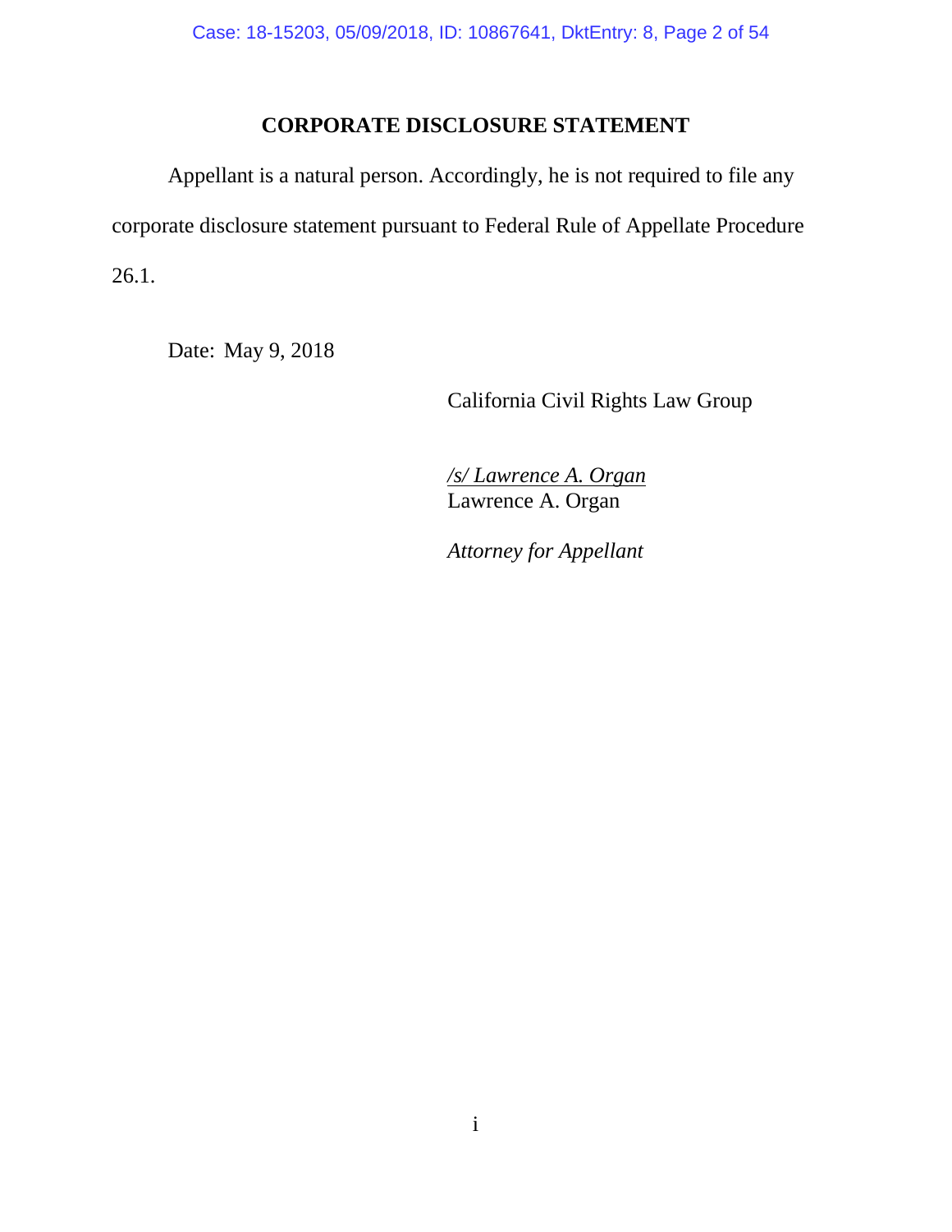## CORPORATE DISCLOSURE STATEMENT

Appellant is a natural person. Accordingly, he is not required to file any corporate disclosure statement pursuant to Federal Rule of Appellate Procedure 26.1.

Date: May 9, 2018

California Civil Rights Law Group

*/s/ Lawrence A. Organ*
Lawrence A. Organ

*Attorney for Appellant*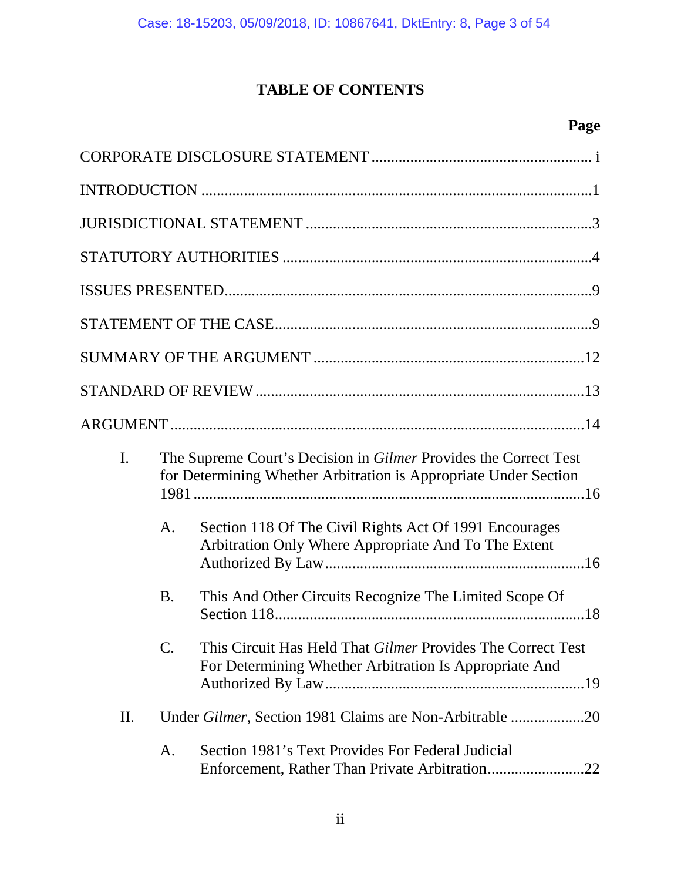# TABLE OF CONTENTS

| | Page |
|---|---|
| CORPORATE DISCLOSURE STATEMENT | i |
| INTRODUCTION | 1 |
| JURISDICTIONAL STATEMENT | 3 |
| STATUTORY AUTHORITIES | 4 |
| ISSUES PRESENTED | 9 |
| STATEMENT OF THE CASE | 9 |
| SUMMARY OF THE ARGUMENT | 12 |
| STANDARD OF REVIEW | 13 |
| ARGUMENT | 14 |
| I. The Supreme Court's Decision in *Gilmer* Provides the Correct Test for Determining Whether Arbitration is Appropriate Under Section 1981 | 16 |
| A. Section 118 Of The Civil Rights Act Of 1991 Encourages Arbitration Only Where Appropriate And To The Extent Authorized By Law | 16 |
| B. This And Other Circuits Recognize The Limited Scope Of Section 118 | 18 |
| C. This Circuit Has Held That *Gilmer* Provides The Correct Test For Determining Whether Arbitration Is Appropriate And Authorized By Law | 19 |
| II. Under *Gilmer*, Section 1981 Claims are Non-Arbitrable | 20 |
| A. Section 1981's Text Provides For Federal Judicial Enforcement, Rather Than Private Arbitration | 22 |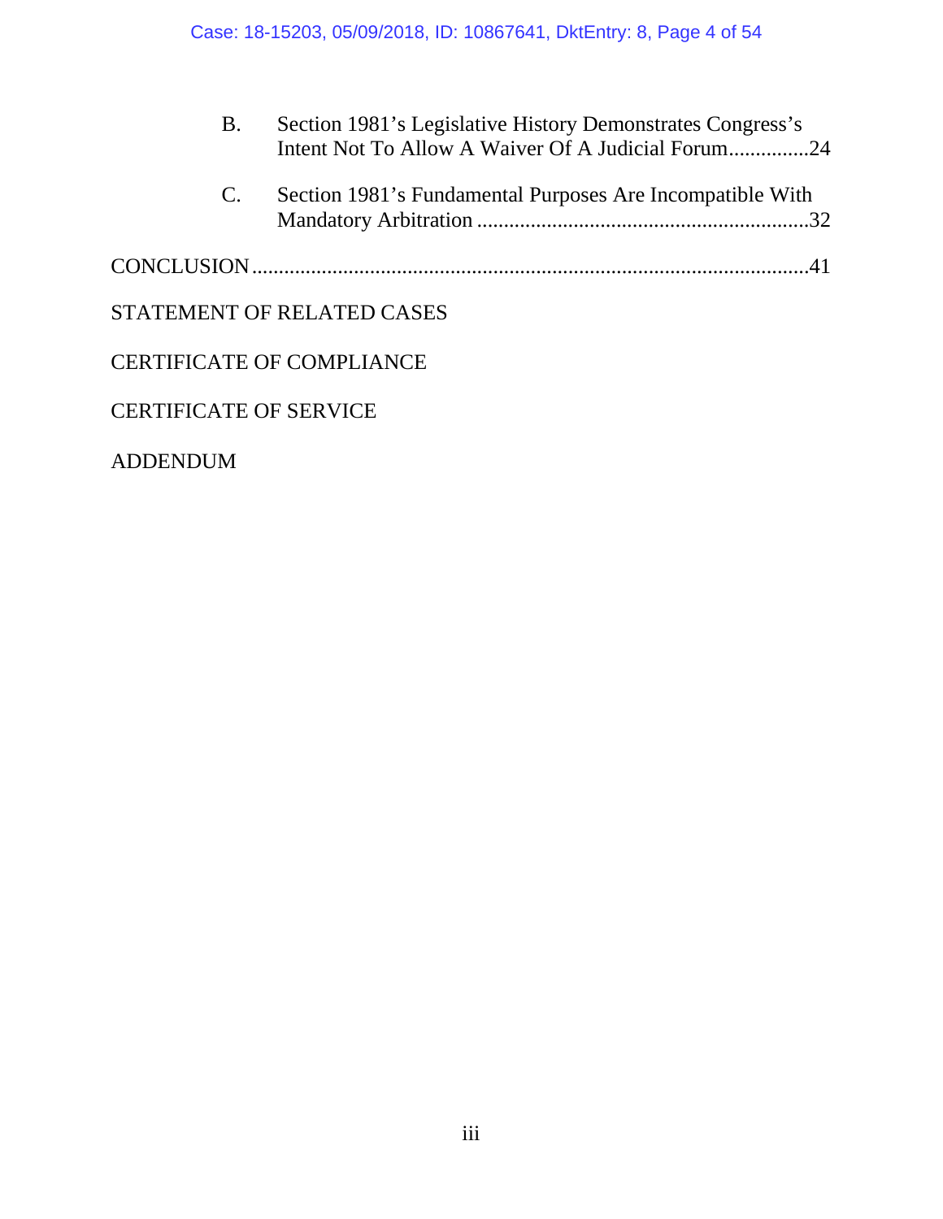B. Section 1981's Legislative History Demonstrates Congress's Intent Not To Allow A Waiver Of A Judicial Forum...............24

C. Section 1981's Fundamental Purposes Are Incompatible With Mandatory Arbitration ..............................................................32

CONCLUSION......................................................................................................41

STATEMENT OF RELATED CASES

CERTIFICATE OF COMPLIANCE

CERTIFICATE OF SERVICE

ADDENDUM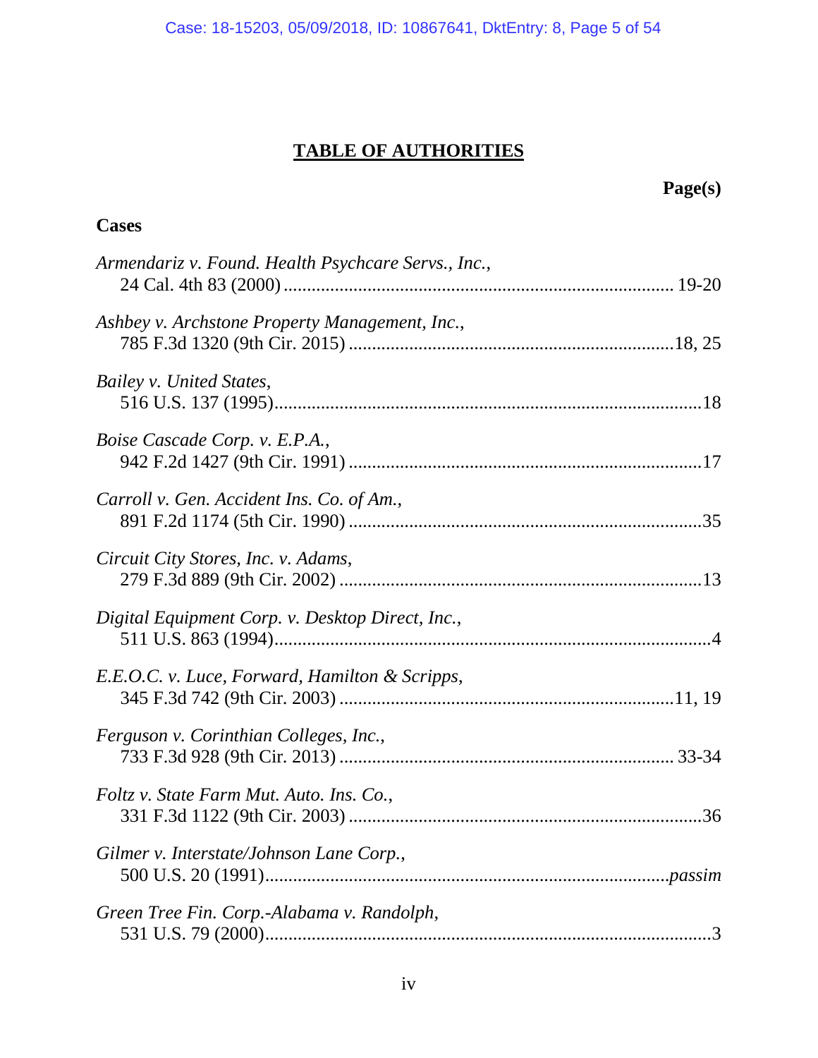# TABLE OF AUTHORITIES

**Page(s)**

**Cases**

*Armendariz v. Found. Health Psychcare Servs., Inc.*,
24 Cal. 4th 83 (2000) ........................................................................ 19-20

*Ashbey v. Archstone Property Management, Inc.*,
785 F.3d 1320 (9th Cir. 2015) .....................................................................18, 25

*Bailey v. United States*,
516 U.S. 137 (1995)..........................................................................................18

*Boise Cascade Corp. v. E.P.A.*,
942 F.2d 1427 (9th Cir. 1991) ...........................................................................17

*Carroll v. Gen. Accident Ins. Co. of Am.*,
891 F.2d 1174 (5th Cir. 1990) ...........................................................................35

*Circuit City Stores, Inc. v. Adams*,
279 F.3d 889 (9th Cir. 2002) .............................................................................13

*Digital Equipment Corp. v. Desktop Direct, Inc.*,
511 U.S. 863 (1994).............................................................................................4

*E.E.O.C. v. Luce, Forward, Hamilton & Scripps*,
345 F.3d 742 (9th Cir. 2003) .......................................................................11, 19

*Ferguson v. Corinthian Colleges, Inc.*,
733 F.3d 928 (9th Cir. 2013) ....................................................................... 33-34

*Foltz v. State Farm Mut. Auto. Ins. Co.*,
331 F.3d 1122 (9th Cir. 2003) ...........................................................................36

*Gilmer v. Interstate/Johnson Lane Corp.*,
500 U.S. 20 (1991)....................................................................................*passim*

*Green Tree Fin. Corp.-Alabama v. Randolph*,
531 U.S. 79 (2000)................................................................................................3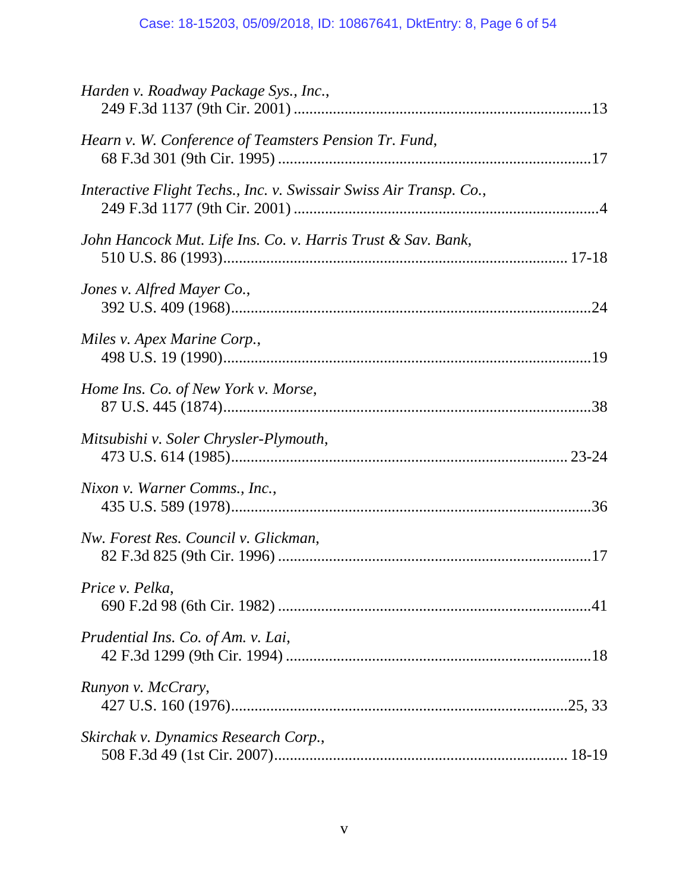*Harden v. Roadway Package Sys., Inc.*,
249 F.3d 1137 (9th Cir. 2001) ........................................................................13

*Hearn v. W. Conference of Teamsters Pension Tr. Fund*,
68 F.3d 301 (9th Cir. 1995) ............................................................................17

*Interactive Flight Techs., Inc. v. Swissair Swiss Air Transp. Co.*,
249 F.3d 1177 (9th Cir. 2001) ..........................................................................4

*John Hancock Mut. Life Ins. Co. v. Harris Trust & Sav. Bank*,
510 U.S. 86 (1993)................................................................................... 17-18

*Jones v. Alfred Mayer Co.*,
392 U.S. 409 (1968).......................................................................................24

*Miles v. Apex Marine Corp.*,
498 U.S. 19 (1990).........................................................................................19

*Home Ins. Co. of New York v. Morse*,
87 U.S. 445 (1874).........................................................................................38

*Mitsubishi v. Soler Chrysler-Plymouth*,
473 U.S. 614 (1985)................................................................................. 23-24

*Nixon v. Warner Comms., Inc.*,
435 U.S. 589 (1978).......................................................................................36

*Nw. Forest Res. Council v. Glickman*,
82 F.3d 825 (9th Cir. 1996) ............................................................................17

*Price v. Pelka*,
690 F.2d 98 (6th Cir. 1982) ............................................................................41

*Prudential Ins. Co. of Am. v. Lai*,
42 F.3d 1299 (9th Cir. 1994) ..........................................................................18

*Runyon v. McCrary*,
427 U.S. 160 (1976)..................................................................................25, 33

*Skirchak v. Dynamics Research Corp.*,
508 F.3d 49 (1st Cir. 2007)....................................................................... 18-19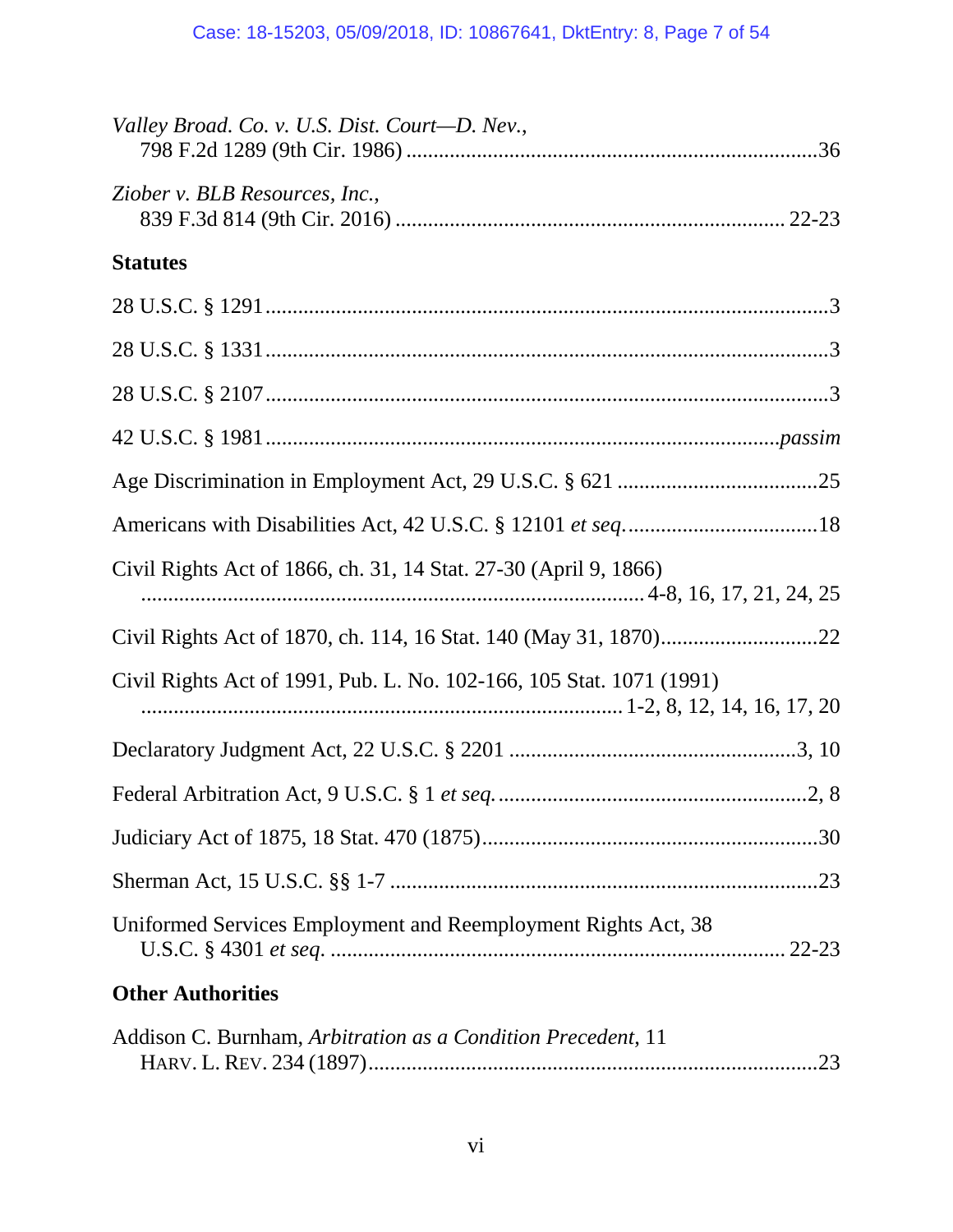*Valley Broad. Co. v. U.S. Dist. Court—D. Nev.*,
798 F.2d 1289 (9th Cir. 1986) ............................................................................36

*Ziober v. BLB Resources, Inc.*,
839 F.3d 814 (9th Cir. 2016) ....................................................................... 22-23

**Statutes**

28 U.S.C. § 1291 ........................................................................................................3

28 U.S.C. § 1331 ........................................................................................................3

28 U.S.C. § 2107 ........................................................................................................3

42 U.S.C. § 1981 ...............................................................................................*passim*

Age Discrimination in Employment Act, 29 U.S.C. § 621 ......................................25

Americans with Disabilities Act, 42 U.S.C. § 12101 *et seq.* ....................................18

Civil Rights Act of 1866, ch. 31, 14 Stat. 27-30 (April 9, 1866)
............................................................................................ 4-8, 16, 17, 21, 24, 25

Civil Rights Act of 1870, ch. 114, 16 Stat. 140 (May 31, 1870).............................22

Civil Rights Act of 1991, Pub. L. No. 102-166, 105 Stat. 1071 (1991)
....................................................................................... 1-2, 8, 12, 14, 16, 17, 20

Declaratory Judgment Act, 22 U.S.C. § 2201 .....................................................3, 10

Federal Arbitration Act, 9 U.S.C. § 1 *et seq.* .........................................................2, 8

Judiciary Act of 1875, 18 Stat. 470 (1875)..............................................................30

Sherman Act, 15 U.S.C. §§ 1-7 ...............................................................................23

Uniformed Services Employment and Reemployment Rights Act, 38
U.S.C. § 4301 *et seq.* .................................................................................... 22-23

**Other Authorities**

Addison C. Burnham, *Arbitration as a Condition Precedent*, 11
HARV. L. REV. 234 (1897)...................................................................................23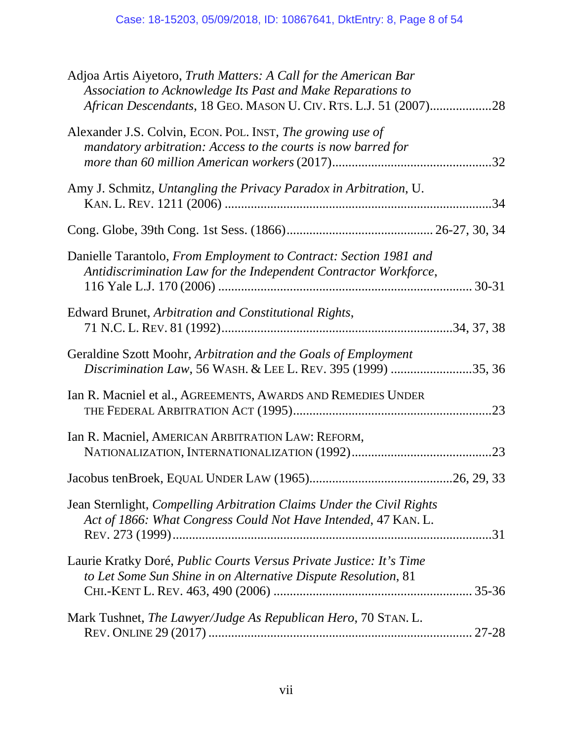Adjoa Artis Aiyetoro, *Truth Matters: A Call for the American Bar Association to Acknowledge Its Past and Make Reparations to African Descendants*, 18 GEO. MASON U. CIV. RTS. L.J. 51 (2007)...................28

Alexander J.S. Colvin, ECON. POL. INST, *The growing use of mandatory arbitration: Access to the courts is now barred for more than 60 million American workers* (2017).................................................32

Amy J. Schmitz, *Untangling the Privacy Paradox in Arbitration*, U. KAN. L. REV. 1211 (2006) ..................................................................................34

Cong. Globe, 39th Cong. 1st Sess. (1866)............................................ 26-27, 30, 34

Danielle Tarantolo, *From Employment to Contract: Section 1981 and Antidiscrimination Law for the Independent Contractor Workforce*, 116 Yale L.J. 170 (2006) ............................................................................. 30-31

Edward Brunet, *Arbitration and Constitutional Rights*, 71 N.C. L. REV. 81 (1992).......................................................................34, 37, 38

Geraldine Szott Moohr, *Arbitration and the Goals of Employment Discrimination Law*, 56 WASH. & LEE L. REV. 395 (1999) .........................35, 36

Ian R. Macniel et al., AGREEMENTS, AWARDS AND REMEDIES UNDER THE FEDERAL ARBITRATION ACT (1995).............................................................23

Ian R. Macniel, AMERICAN ARBITRATION LAW: REFORM, NATIONALIZATION, INTERNATIONALIZATION (1992)...........................................23

Jacobus tenBroek, EQUAL UNDER LAW (1965)...........................................26, 29, 33

Jean Sternlight, *Compelling Arbitration Claims Under the Civil Rights Act of 1866: What Congress Could Not Have Intended*, 47 KAN. L. REV. 273 (1999)..................................................................................31

Laurie Kratky Doré, *Public Courts Versus Private Justice: It's Time to Let Some Sun Shine in on Alternative Dispute Resolution*, 81 CHI.-KENT L. REV. 463, 490 (2006) ............................................................ 35-36

Mark Tushnet, *The Lawyer/Judge As Republican Hero*, 70 STAN. L. REV. ONLINE 29 (2017) ................................................................................ 27-28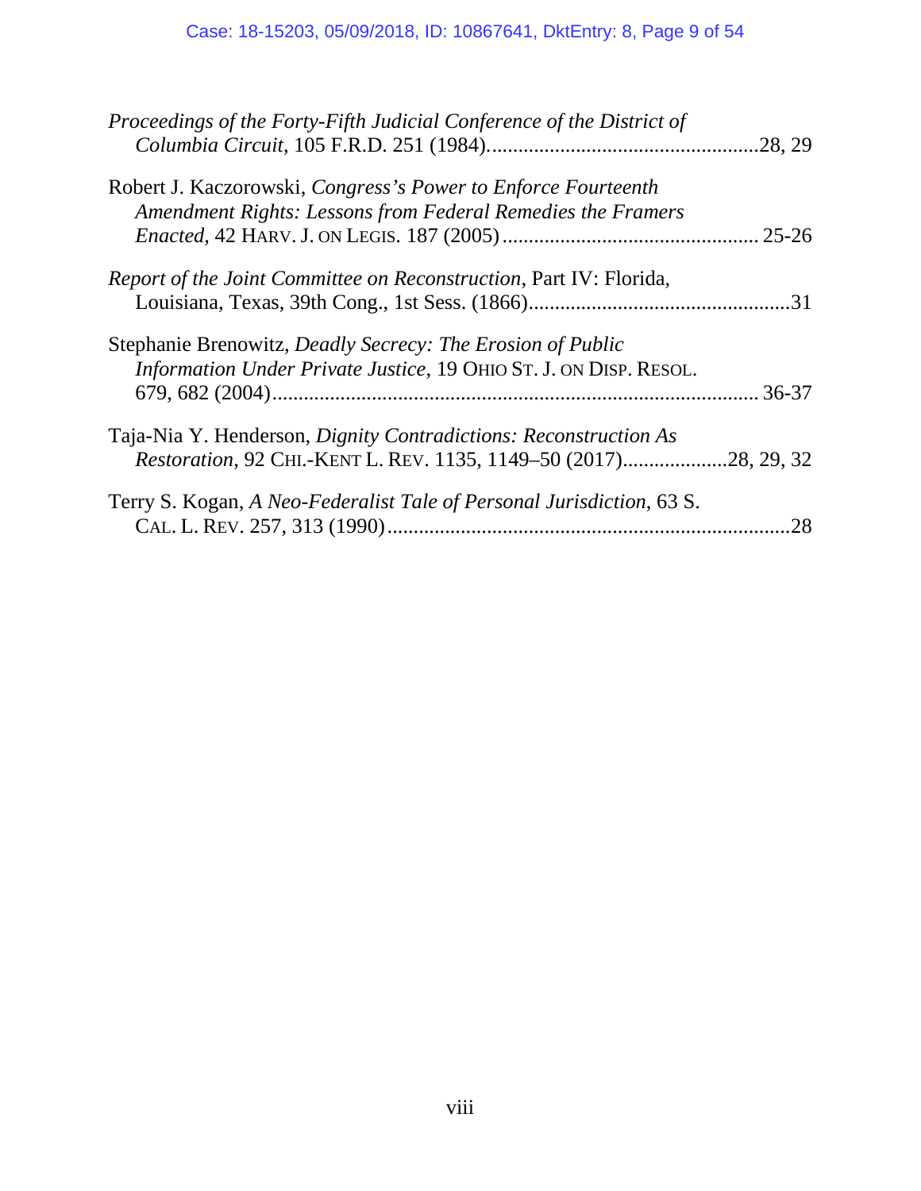*Proceedings of the Forty-Fifth Judicial Conference of the District of Columbia Circuit*, 105 F.R.D. 251 (1984)....................................................28, 29

Robert J. Kaczorowski, *Congress's Power to Enforce Fourteenth Amendment Rights: Lessons from Federal Remedies the Framers Enacted*, 42 HARV. J. ON LEGIS. 187 (2005) ................................................ 25-26

*Report of the Joint Committee on Reconstruction*, Part IV: Florida, Louisiana, Texas, 39th Cong., 1st Sess. (1866)..................................................31

Stephanie Brenowitz, *Deadly Secrecy: The Erosion of Public Information Under Private Justice*, 19 OHIO ST. J. ON DISP. RESOL. 679, 682 (2004)............................................................................................ 36-37

Taja-Nia Y. Henderson, *Dignity Contradictions: Reconstruction As Restoration*, 92 CHI.-KENT L. REV. 1135, 1149–50 (2017)....................28, 29, 32

Terry S. Kogan, *A Neo-Federalist Tale of Personal Jurisdiction*, 63 S. CAL. L. REV. 257, 313 (1990)..............................................................................28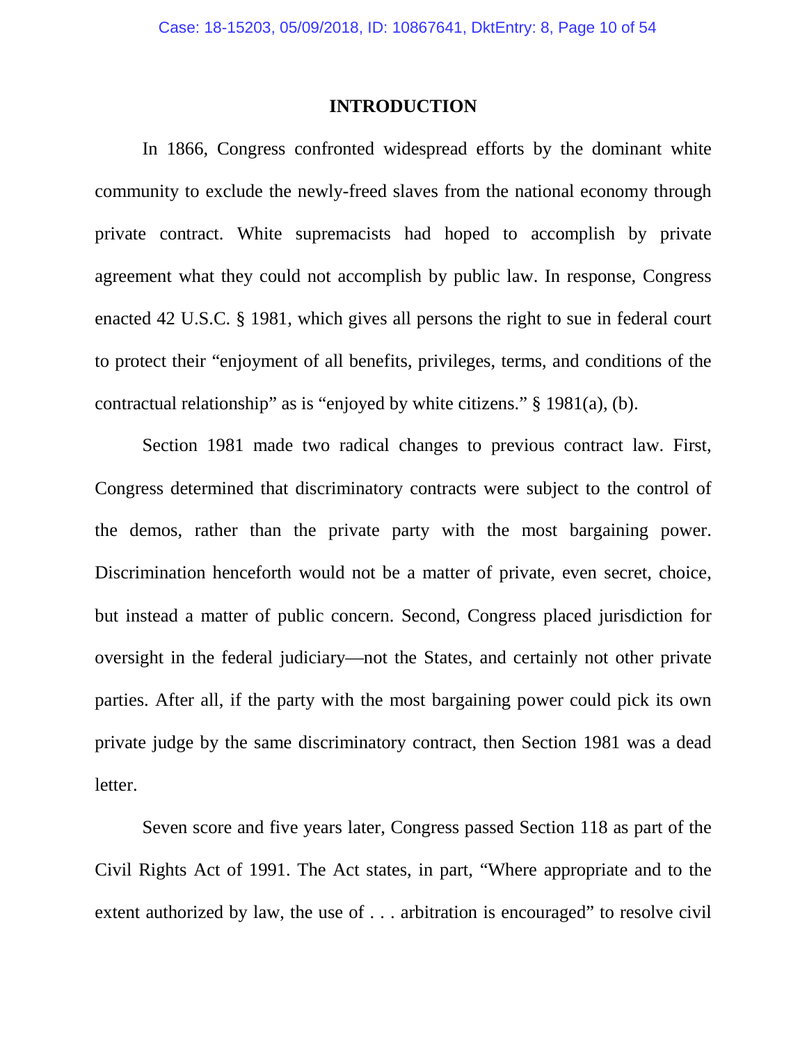## INTRODUCTION

In 1866, Congress confronted widespread efforts by the dominant white community to exclude the newly-freed slaves from the national economy through private contract. White supremacists had hoped to accomplish by private agreement what they could not accomplish by public law. In response, Congress enacted 42 U.S.C. § 1981, which gives all persons the right to sue in federal court to protect their "enjoyment of all benefits, privileges, terms, and conditions of the contractual relationship" as is "enjoyed by white citizens." § 1981(a), (b).

Section 1981 made two radical changes to previous contract law. First, Congress determined that discriminatory contracts were subject to the control of the demos, rather than the private party with the most bargaining power. Discrimination henceforth would not be a matter of private, even secret, choice, but instead a matter of public concern. Second, Congress placed jurisdiction for oversight in the federal judiciary—not the States, and certainly not other private parties. After all, if the party with the most bargaining power could pick its own private judge by the same discriminatory contract, then Section 1981 was a dead letter.

Seven score and five years later, Congress passed Section 118 as part of the Civil Rights Act of 1991. The Act states, in part, "Where appropriate and to the extent authorized by law, the use of . . . arbitration is encouraged" to resolve civil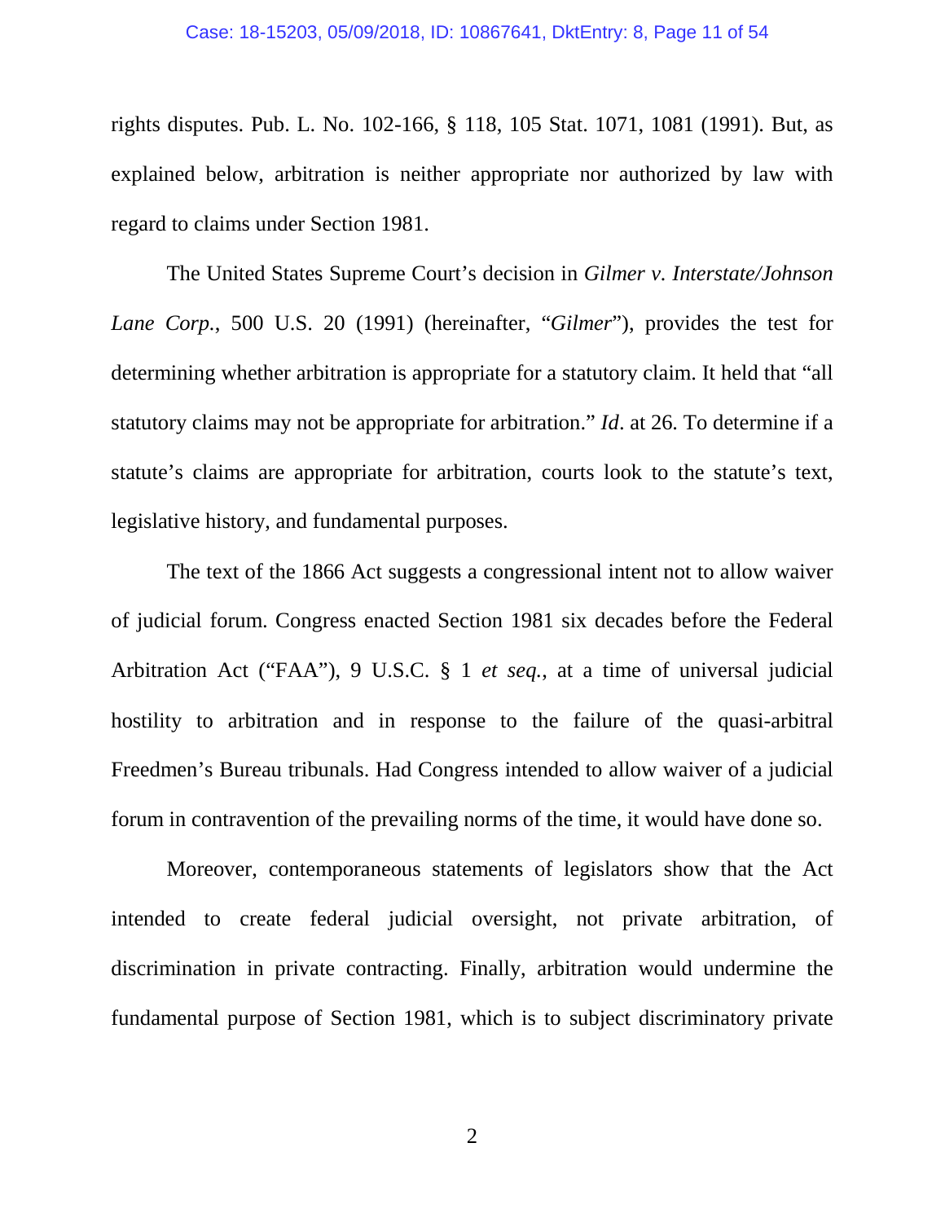rights disputes. Pub. L. No. 102-166, § 118, 105 Stat. 1071, 1081 (1991). But, as explained below, arbitration is neither appropriate nor authorized by law with regard to claims under Section 1981.

The United States Supreme Court's decision in *Gilmer v. Interstate/Johnson Lane Corp.*, 500 U.S. 20 (1991) (hereinafter, "*Gilmer*"), provides the test for determining whether arbitration is appropriate for a statutory claim. It held that "all statutory claims may not be appropriate for arbitration." *Id*. at 26. To determine if a statute's claims are appropriate for arbitration, courts look to the statute's text, legislative history, and fundamental purposes.

The text of the 1866 Act suggests a congressional intent not to allow waiver of judicial forum. Congress enacted Section 1981 six decades before the Federal Arbitration Act ("FAA"), 9 U.S.C. § 1 *et seq.*, at a time of universal judicial hostility to arbitration and in response to the failure of the quasi-arbitral Freedmen's Bureau tribunals. Had Congress intended to allow waiver of a judicial forum in contravention of the prevailing norms of the time, it would have done so.

Moreover, contemporaneous statements of legislators show that the Act intended to create federal judicial oversight, not private arbitration, of discrimination in private contracting. Finally, arbitration would undermine the fundamental purpose of Section 1981, which is to subject discriminatory private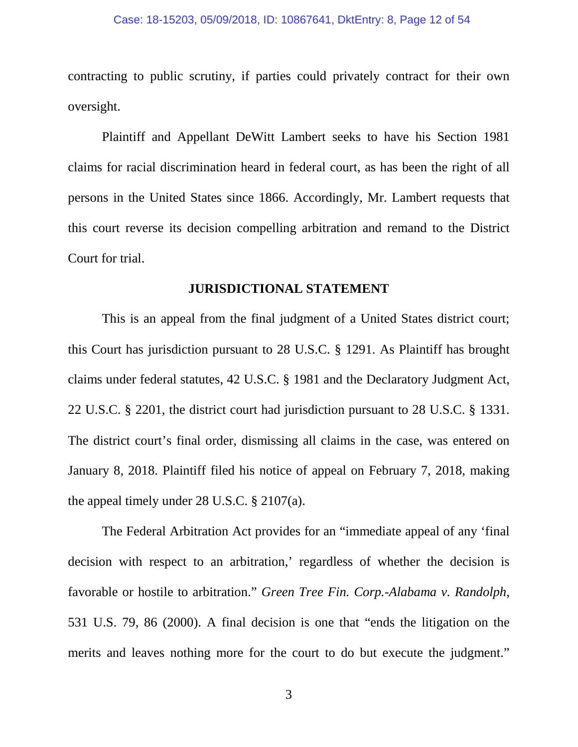contracting to public scrutiny, if parties could privately contract for their own oversight.

Plaintiff and Appellant DeWitt Lambert seeks to have his Section 1981 claims for racial discrimination heard in federal court, as has been the right of all persons in the United States since 1866. Accordingly, Mr. Lambert requests that this court reverse its decision compelling arbitration and remand to the District Court for trial.

## JURISDICTIONAL STATEMENT

This is an appeal from the final judgment of a United States district court; this Court has jurisdiction pursuant to 28 U.S.C. § 1291. As Plaintiff has brought claims under federal statutes, 42 U.S.C. § 1981 and the Declaratory Judgment Act, 22 U.S.C. § 2201, the district court had jurisdiction pursuant to 28 U.S.C. § 1331. The district court's final order, dismissing all claims in the case, was entered on January 8, 2018. Plaintiff filed his notice of appeal on February 7, 2018, making the appeal timely under 28 U.S.C. § 2107(a).

The Federal Arbitration Act provides for an "immediate appeal of any 'final decision with respect to an arbitration,' regardless of whether the decision is favorable or hostile to arbitration." *Green Tree Fin. Corp.-Alabama v. Randolph*, 531 U.S. 79, 86 (2000). A final decision is one that "ends the litigation on the merits and leaves nothing more for the court to do but execute the judgment."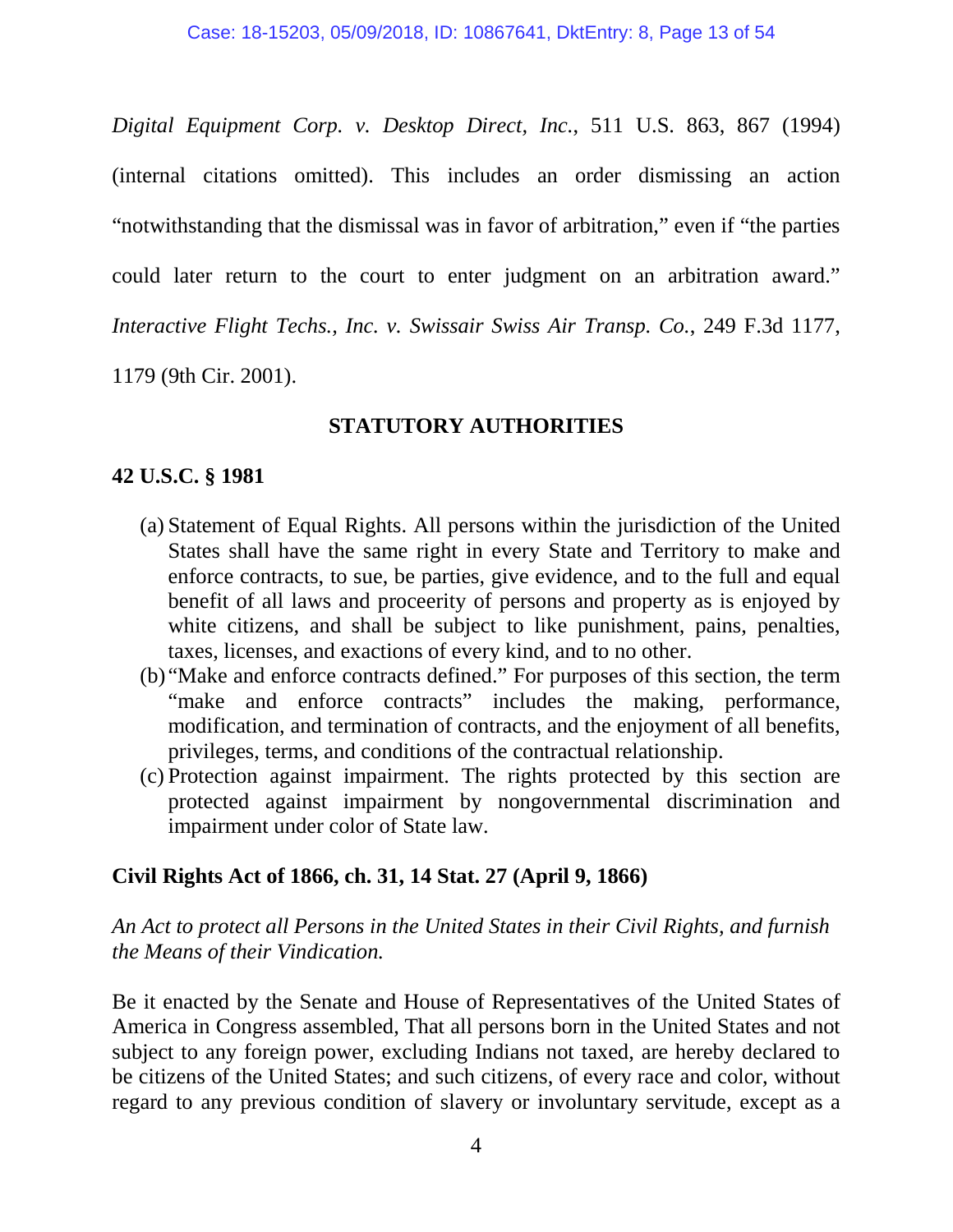*Digital Equipment Corp. v. Desktop Direct, Inc.*, 511 U.S. 863, 867 (1994) (internal citations omitted). This includes an order dismissing an action "notwithstanding that the dismissal was in favor of arbitration," even if "the parties could later return to the court to enter judgment on an arbitration award." *Interactive Flight Techs., Inc. v. Swissair Swiss Air Transp. Co.*, 249 F.3d 1177, 1179 (9th Cir. 2001).

## STATUTORY AUTHORITIES

### 42 U.S.C. § 1981

(a) Statement of Equal Rights. All persons within the jurisdiction of the United States shall have the same right in every State and Territory to make and enforce contracts, to sue, be parties, give evidence, and to the full and equal benefit of all laws and proceerity of persons and property as is enjoyed by white citizens, and shall be subject to like punishment, pains, penalties, taxes, licenses, and exactions of every kind, and to no other.

(b) "Make and enforce contracts defined." For purposes of this section, the term "make and enforce contracts" includes the making, performance, modification, and termination of contracts, and the enjoyment of all benefits, privileges, terms, and conditions of the contractual relationship.

(c) Protection against impairment. The rights protected by this section are protected against impairment by nongovernmental discrimination and impairment under color of State law.

### Civil Rights Act of 1866, ch. 31, 14 Stat. 27 (April 9, 1866)

*An Act to protect all Persons in the United States in their Civil Rights, and furnish the Means of their Vindication.*

Be it enacted by the Senate and House of Representatives of the United States of America in Congress assembled, That all persons born in the United States and not subject to any foreign power, excluding Indians not taxed, are hereby declared to be citizens of the United States; and such citizens, of every race and color, without regard to any previous condition of slavery or involuntary servitude, except as a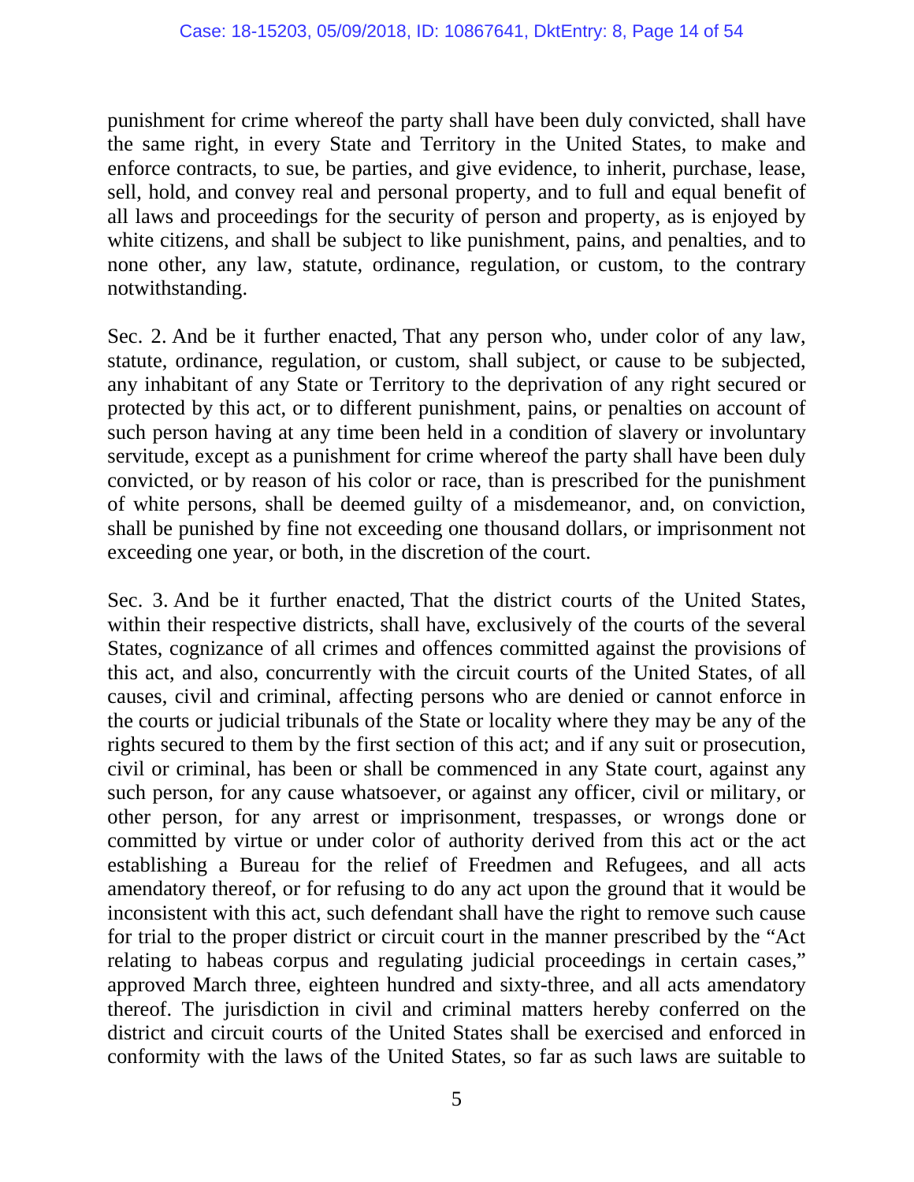punishment for crime whereof the party shall have been duly convicted, shall have the same right, in every State and Territory in the United States, to make and enforce contracts, to sue, be parties, and give evidence, to inherit, purchase, lease, sell, hold, and convey real and personal property, and to full and equal benefit of all laws and proceedings for the security of person and property, as is enjoyed by white citizens, and shall be subject to like punishment, pains, and penalties, and to none other, any law, statute, ordinance, regulation, or custom, to the contrary notwithstanding.

Sec. 2. And be it further enacted, That any person who, under color of any law, statute, ordinance, regulation, or custom, shall subject, or cause to be subjected, any inhabitant of any State or Territory to the deprivation of any right secured or protected by this act, or to different punishment, pains, or penalties on account of such person having at any time been held in a condition of slavery or involuntary servitude, except as a punishment for crime whereof the party shall have been duly convicted, or by reason of his color or race, than is prescribed for the punishment of white persons, shall be deemed guilty of a misdemeanor, and, on conviction, shall be punished by fine not exceeding one thousand dollars, or imprisonment not exceeding one year, or both, in the discretion of the court.

Sec. 3. And be it further enacted, That the district courts of the United States, within their respective districts, shall have, exclusively of the courts of the several States, cognizance of all crimes and offences committed against the provisions of this act, and also, concurrently with the circuit courts of the United States, of all causes, civil and criminal, affecting persons who are denied or cannot enforce in the courts or judicial tribunals of the State or locality where they may be any of the rights secured to them by the first section of this act; and if any suit or prosecution, civil or criminal, has been or shall be commenced in any State court, against any such person, for any cause whatsoever, or against any officer, civil or military, or other person, for any arrest or imprisonment, trespasses, or wrongs done or committed by virtue or under color of authority derived from this act or the act establishing a Bureau for the relief of Freedmen and Refugees, and all acts amendatory thereof, or for refusing to do any act upon the ground that it would be inconsistent with this act, such defendant shall have the right to remove such cause for trial to the proper district or circuit court in the manner prescribed by the "Act relating to habeas corpus and regulating judicial proceedings in certain cases," approved March three, eighteen hundred and sixty-three, and all acts amendatory thereof. The jurisdiction in civil and criminal matters hereby conferred on the district and circuit courts of the United States shall be exercised and enforced in conformity with the laws of the United States, so far as such laws are suitable to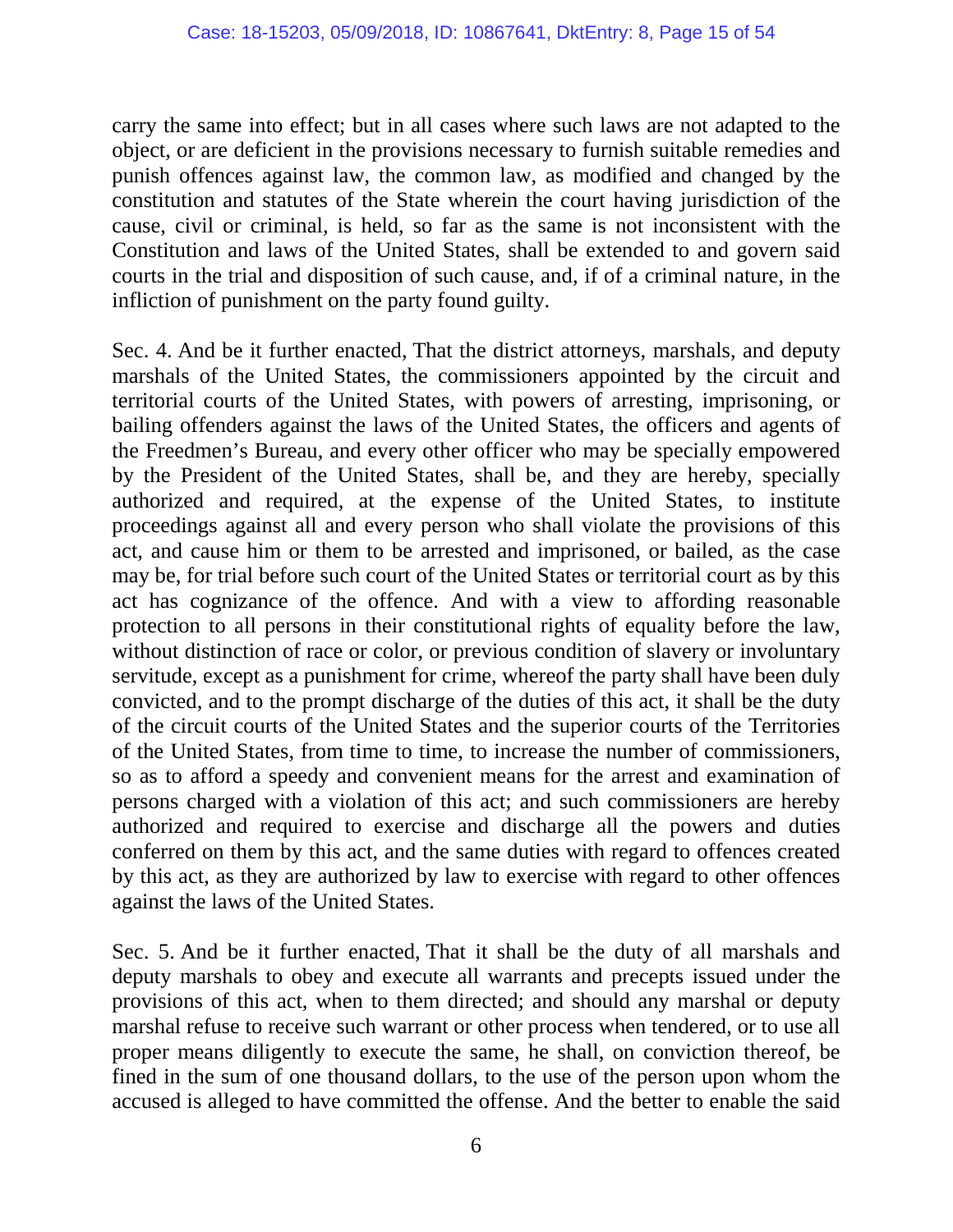carry the same into effect; but in all cases where such laws are not adapted to the object, or are deficient in the provisions necessary to furnish suitable remedies and punish offences against law, the common law, as modified and changed by the constitution and statutes of the State wherein the court having jurisdiction of the cause, civil or criminal, is held, so far as the same is not inconsistent with the Constitution and laws of the United States, shall be extended to and govern said courts in the trial and disposition of such cause, and, if of a criminal nature, in the infliction of punishment on the party found guilty.

Sec. 4. And be it further enacted, That the district attorneys, marshals, and deputy marshals of the United States, the commissioners appointed by the circuit and territorial courts of the United States, with powers of arresting, imprisoning, or bailing offenders against the laws of the United States, the officers and agents of the Freedmen's Bureau, and every other officer who may be specially empowered by the President of the United States, shall be, and they are hereby, specially authorized and required, at the expense of the United States, to institute proceedings against all and every person who shall violate the provisions of this act, and cause him or them to be arrested and imprisoned, or bailed, as the case may be, for trial before such court of the United States or territorial court as by this act has cognizance of the offence. And with a view to affording reasonable protection to all persons in their constitutional rights of equality before the law, without distinction of race or color, or previous condition of slavery or involuntary servitude, except as a punishment for crime, whereof the party shall have been duly convicted, and to the prompt discharge of the duties of this act, it shall be the duty of the circuit courts of the United States and the superior courts of the Territories of the United States, from time to time, to increase the number of commissioners, so as to afford a speedy and convenient means for the arrest and examination of persons charged with a violation of this act; and such commissioners are hereby authorized and required to exercise and discharge all the powers and duties conferred on them by this act, and the same duties with regard to offences created by this act, as they are authorized by law to exercise with regard to other offences against the laws of the United States.

Sec. 5. And be it further enacted, That it shall be the duty of all marshals and deputy marshals to obey and execute all warrants and precepts issued under the provisions of this act, when to them directed; and should any marshal or deputy marshal refuse to receive such warrant or other process when tendered, or to use all proper means diligently to execute the same, he shall, on conviction thereof, be fined in the sum of one thousand dollars, to the use of the person upon whom the accused is alleged to have committed the offense. And the better to enable the said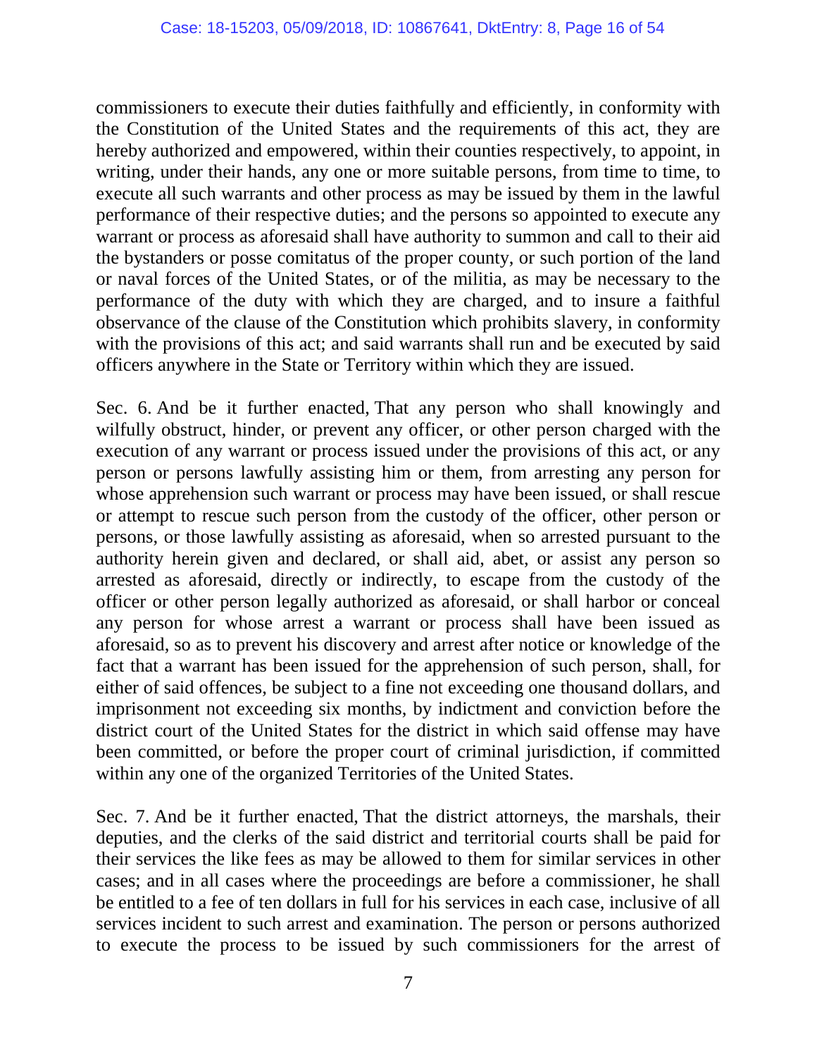commissioners to execute their duties faithfully and efficiently, in conformity with the Constitution of the United States and the requirements of this act, they are hereby authorized and empowered, within their counties respectively, to appoint, in writing, under their hands, any one or more suitable persons, from time to time, to execute all such warrants and other process as may be issued by them in the lawful performance of their respective duties; and the persons so appointed to execute any warrant or process as aforesaid shall have authority to summon and call to their aid the bystanders or posse comitatus of the proper county, or such portion of the land or naval forces of the United States, or of the militia, as may be necessary to the performance of the duty with which they are charged, and to insure a faithful observance of the clause of the Constitution which prohibits slavery, in conformity with the provisions of this act; and said warrants shall run and be executed by said officers anywhere in the State or Territory within which they are issued.

Sec. 6. And be it further enacted, That any person who shall knowingly and wilfully obstruct, hinder, or prevent any officer, or other person charged with the execution of any warrant or process issued under the provisions of this act, or any person or persons lawfully assisting him or them, from arresting any person for whose apprehension such warrant or process may have been issued, or shall rescue or attempt to rescue such person from the custody of the officer, other person or persons, or those lawfully assisting as aforesaid, when so arrested pursuant to the authority herein given and declared, or shall aid, abet, or assist any person so arrested as aforesaid, directly or indirectly, to escape from the custody of the officer or other person legally authorized as aforesaid, or shall harbor or conceal any person for whose arrest a warrant or process shall have been issued as aforesaid, so as to prevent his discovery and arrest after notice or knowledge of the fact that a warrant has been issued for the apprehension of such person, shall, for either of said offences, be subject to a fine not exceeding one thousand dollars, and imprisonment not exceeding six months, by indictment and conviction before the district court of the United States for the district in which said offense may have been committed, or before the proper court of criminal jurisdiction, if committed within any one of the organized Territories of the United States.

Sec. 7. And be it further enacted, That the district attorneys, the marshals, their deputies, and the clerks of the said district and territorial courts shall be paid for their services the like fees as may be allowed to them for similar services in other cases; and in all cases where the proceedings are before a commissioner, he shall be entitled to a fee of ten dollars in full for his services in each case, inclusive of all services incident to such arrest and examination. The person or persons authorized to execute the process to be issued by such commissioners for the arrest of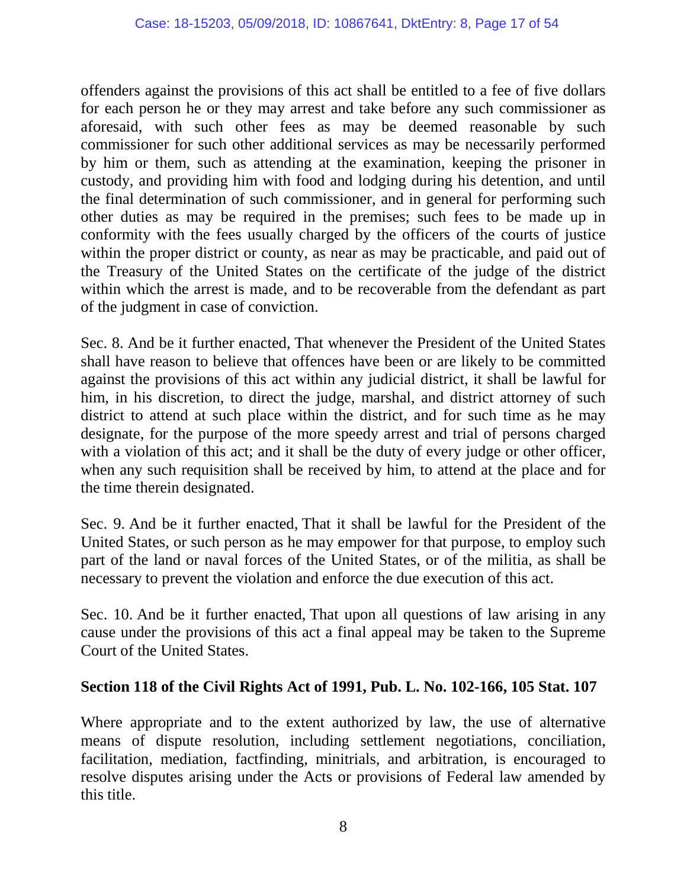offenders against the provisions of this act shall be entitled to a fee of five dollars for each person he or they may arrest and take before any such commissioner as aforesaid, with such other fees as may be deemed reasonable by such commissioner for such other additional services as may be necessarily performed by him or them, such as attending at the examination, keeping the prisoner in custody, and providing him with food and lodging during his detention, and until the final determination of such commissioner, and in general for performing such other duties as may be required in the premises; such fees to be made up in conformity with the fees usually charged by the officers of the courts of justice within the proper district or county, as near as may be practicable, and paid out of the Treasury of the United States on the certificate of the judge of the district within which the arrest is made, and to be recoverable from the defendant as part of the judgment in case of conviction.

Sec. 8. And be it further enacted, That whenever the President of the United States shall have reason to believe that offences have been or are likely to be committed against the provisions of this act within any judicial district, it shall be lawful for him, in his discretion, to direct the judge, marshal, and district attorney of such district to attend at such place within the district, and for such time as he may designate, for the purpose of the more speedy arrest and trial of persons charged with a violation of this act; and it shall be the duty of every judge or other officer, when any such requisition shall be received by him, to attend at the place and for the time therein designated.

Sec. 9. And be it further enacted, That it shall be lawful for the President of the United States, or such person as he may empower for that purpose, to employ such part of the land or naval forces of the United States, or of the militia, as shall be necessary to prevent the violation and enforce the due execution of this act.

Sec. 10. And be it further enacted, That upon all questions of law arising in any cause under the provisions of this act a final appeal may be taken to the Supreme Court of the United States.

**Section 118 of the Civil Rights Act of 1991, Pub. L. No. 102-166, 105 Stat. 107**

Where appropriate and to the extent authorized by law, the use of alternative means of dispute resolution, including settlement negotiations, conciliation, facilitation, mediation, factfinding, minitrials, and arbitration, is encouraged to resolve disputes arising under the Acts or provisions of Federal law amended by this title.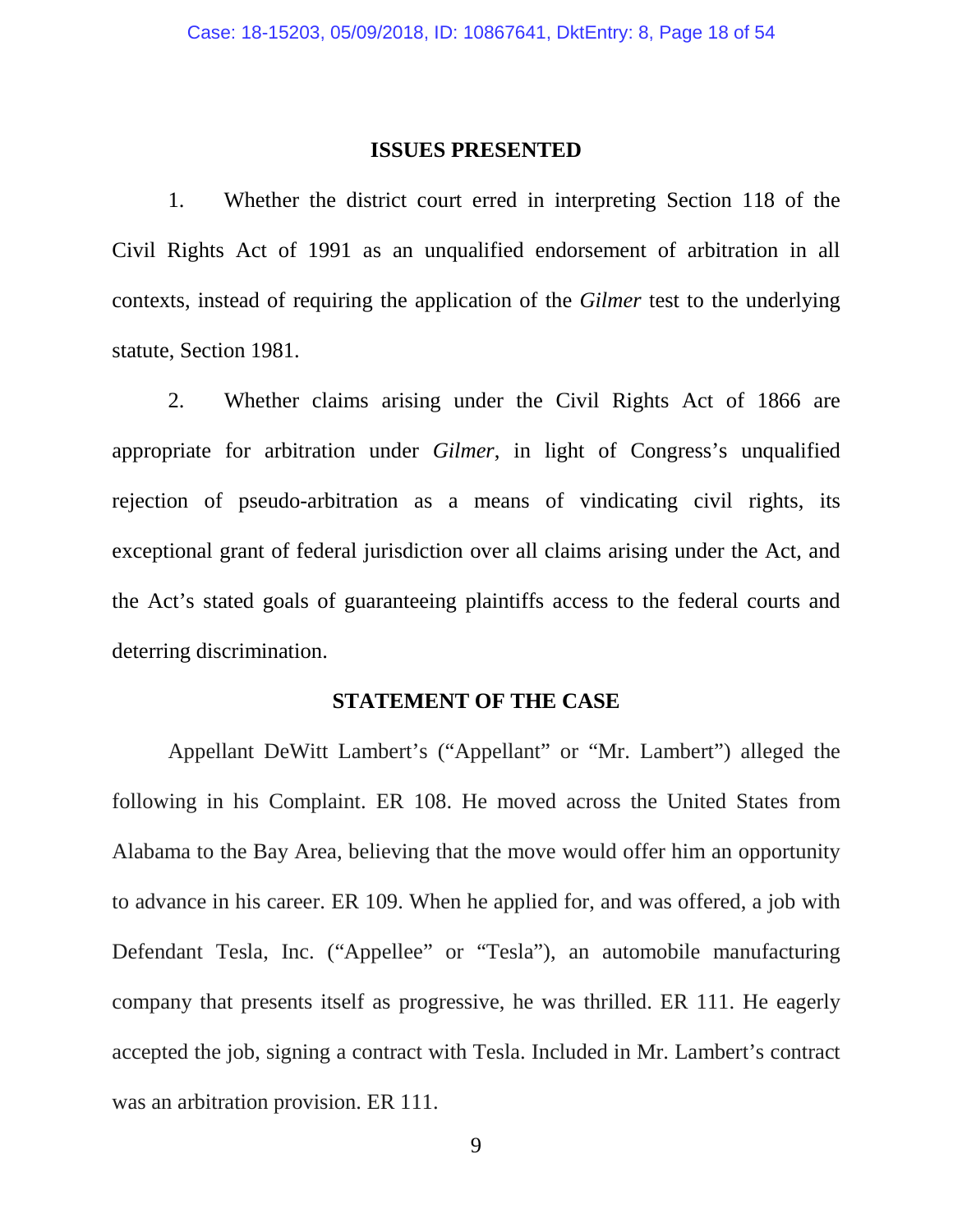## ISSUES PRESENTED

1. Whether the district court erred in interpreting Section 118 of the Civil Rights Act of 1991 as an unqualified endorsement of arbitration in all contexts, instead of requiring the application of the *Gilmer* test to the underlying statute, Section 1981.

2. Whether claims arising under the Civil Rights Act of 1866 are appropriate for arbitration under *Gilmer*, in light of Congress's unqualified rejection of pseudo-arbitration as a means of vindicating civil rights, its exceptional grant of federal jurisdiction over all claims arising under the Act, and the Act's stated goals of guaranteeing plaintiffs access to the federal courts and deterring discrimination.

## STATEMENT OF THE CASE

Appellant DeWitt Lambert's ("Appellant" or "Mr. Lambert") alleged the following in his Complaint. ER 108. He moved across the United States from Alabama to the Bay Area, believing that the move would offer him an opportunity to advance in his career. ER 109. When he applied for, and was offered, a job with Defendant Tesla, Inc. ("Appellee" or "Tesla"), an automobile manufacturing company that presents itself as progressive, he was thrilled. ER 111. He eagerly accepted the job, signing a contract with Tesla. Included in Mr. Lambert's contract was an arbitration provision. ER 111.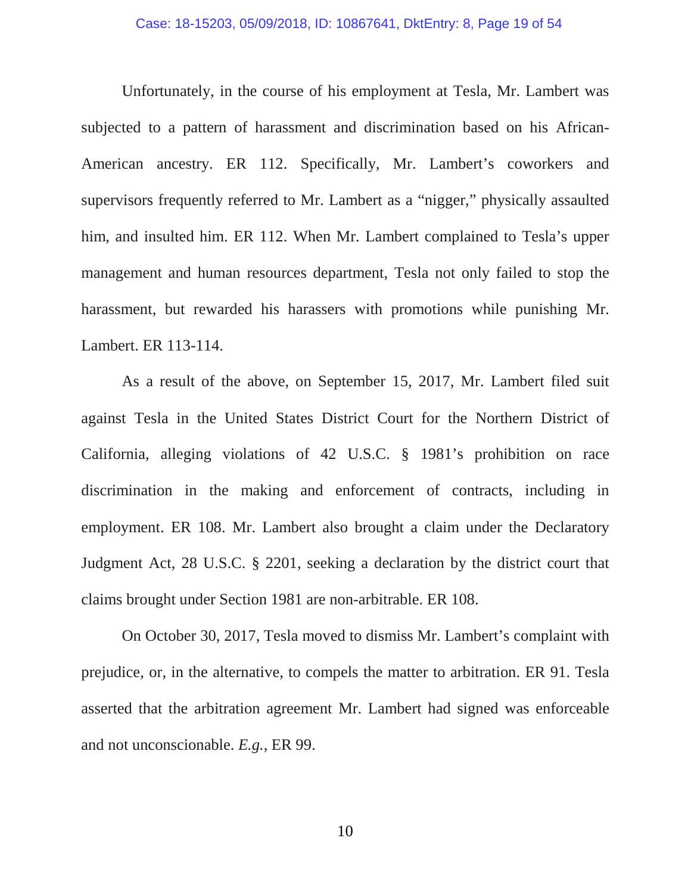Unfortunately, in the course of his employment at Tesla, Mr. Lambert was subjected to a pattern of harassment and discrimination based on his African-American ancestry. ER 112. Specifically, Mr. Lambert's coworkers and supervisors frequently referred to Mr. Lambert as a "nigger," physically assaulted him, and insulted him. ER 112. When Mr. Lambert complained to Tesla's upper management and human resources department, Tesla not only failed to stop the harassment, but rewarded his harassers with promotions while punishing Mr. Lambert. ER 113-114.

As a result of the above, on September 15, 2017, Mr. Lambert filed suit against Tesla in the United States District Court for the Northern District of California, alleging violations of 42 U.S.C. § 1981's prohibition on race discrimination in the making and enforcement of contracts, including in employment. ER 108. Mr. Lambert also brought a claim under the Declaratory Judgment Act, 28 U.S.C. § 2201, seeking a declaration by the district court that claims brought under Section 1981 are non-arbitrable. ER 108.

On October 30, 2017, Tesla moved to dismiss Mr. Lambert's complaint with prejudice, or, in the alternative, to compels the matter to arbitration. ER 91. Tesla asserted that the arbitration agreement Mr. Lambert had signed was enforceable and not unconscionable. *E.g.*, ER 99.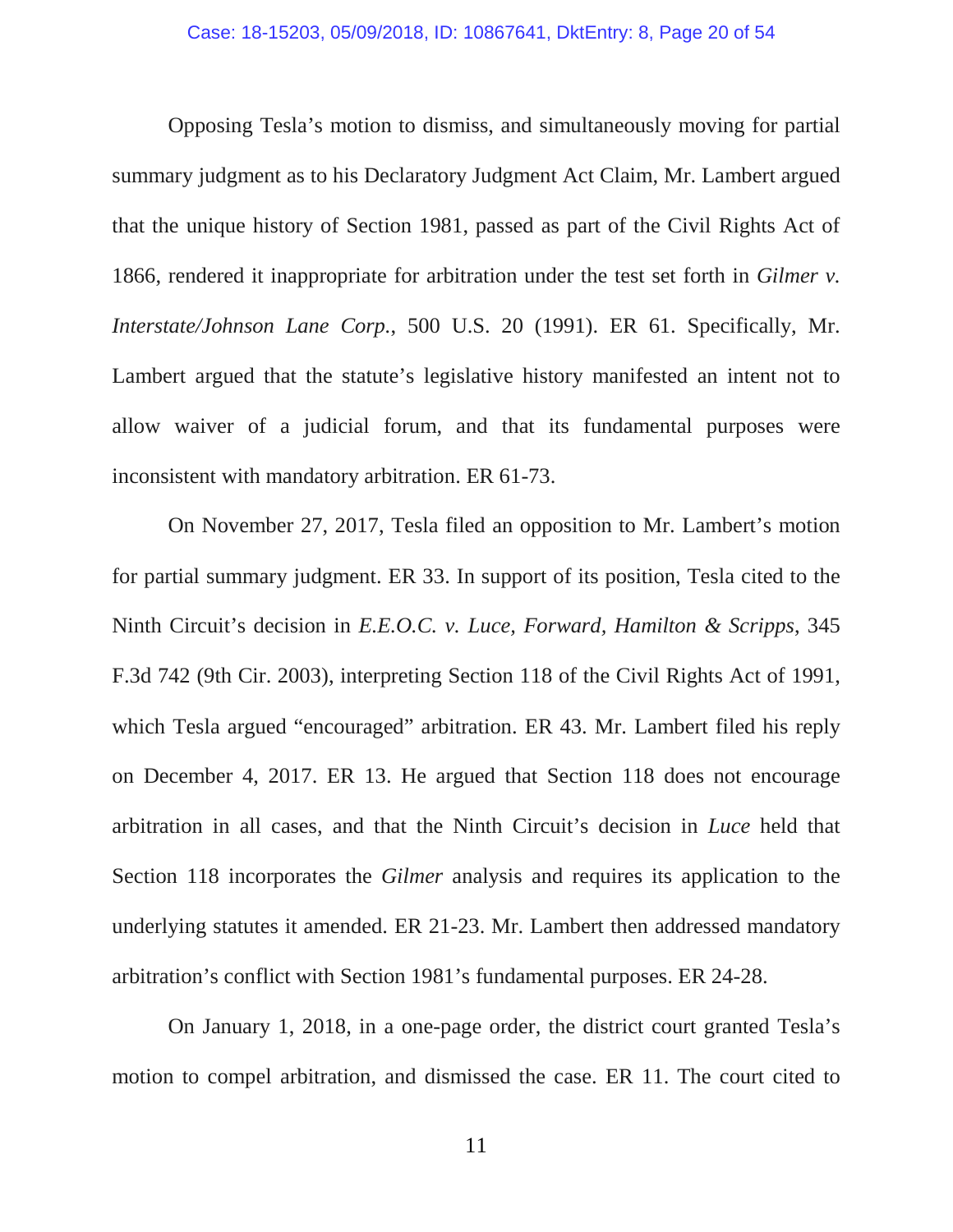Opposing Tesla's motion to dismiss, and simultaneously moving for partial summary judgment as to his Declaratory Judgment Act Claim, Mr. Lambert argued that the unique history of Section 1981, passed as part of the Civil Rights Act of 1866, rendered it inappropriate for arbitration under the test set forth in *Gilmer v. Interstate/Johnson Lane Corp.*, 500 U.S. 20 (1991). ER 61. Specifically, Mr. Lambert argued that the statute's legislative history manifested an intent not to allow waiver of a judicial forum, and that its fundamental purposes were inconsistent with mandatory arbitration. ER 61-73.

On November 27, 2017, Tesla filed an opposition to Mr. Lambert's motion for partial summary judgment. ER 33. In support of its position, Tesla cited to the Ninth Circuit's decision in *E.E.O.C. v. Luce, Forward, Hamilton & Scripps*, 345 F.3d 742 (9th Cir. 2003), interpreting Section 118 of the Civil Rights Act of 1991, which Tesla argued "encouraged" arbitration. ER 43. Mr. Lambert filed his reply on December 4, 2017. ER 13. He argued that Section 118 does not encourage arbitration in all cases, and that the Ninth Circuit's decision in *Luce* held that Section 118 incorporates the *Gilmer* analysis and requires its application to the underlying statutes it amended. ER 21-23. Mr. Lambert then addressed mandatory arbitration's conflict with Section 1981's fundamental purposes. ER 24-28.

On January 1, 2018, in a one-page order, the district court granted Tesla's motion to compel arbitration, and dismissed the case. ER 11. The court cited to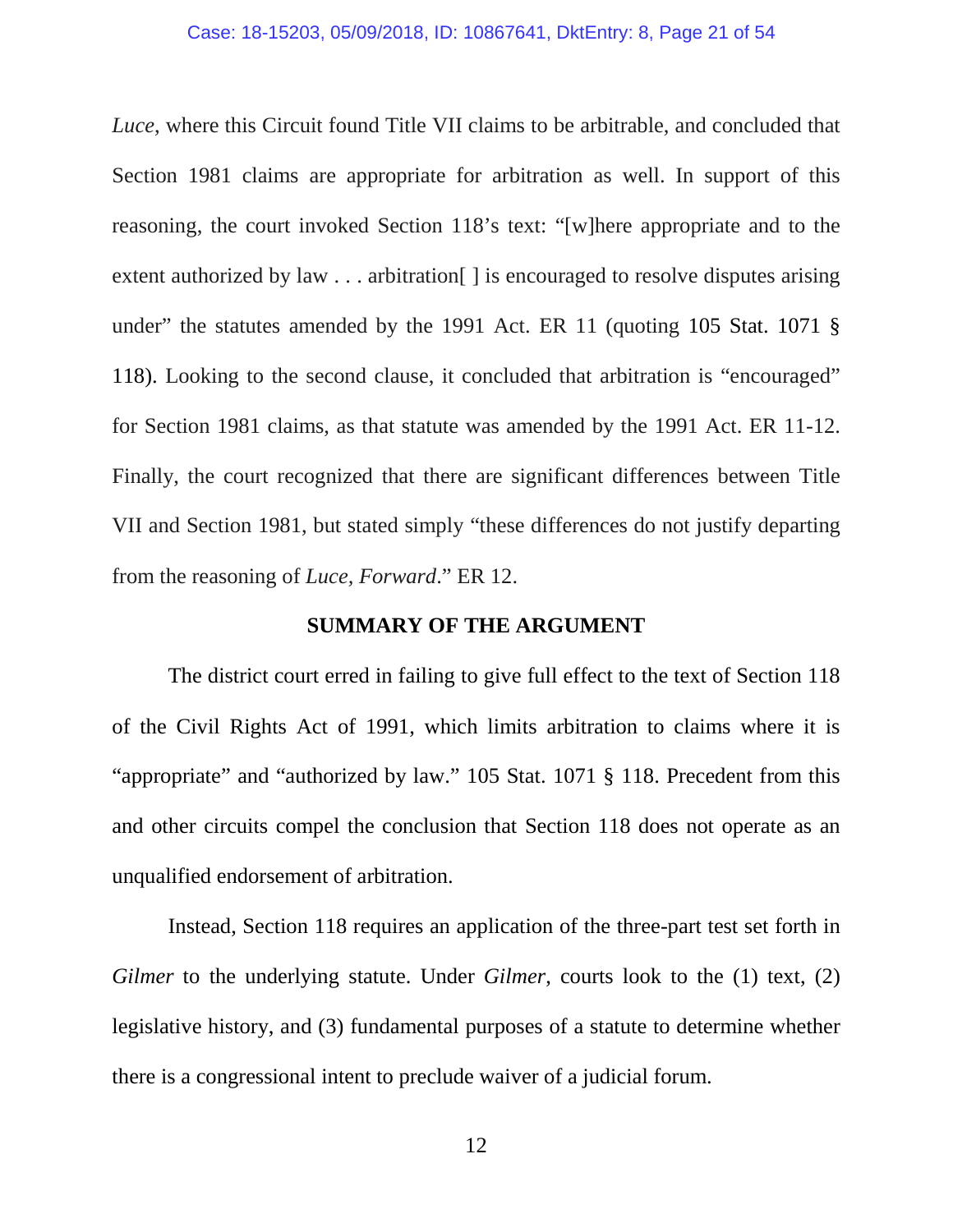*Luce*, where this Circuit found Title VII claims to be arbitrable, and concluded that Section 1981 claims are appropriate for arbitration as well. In support of this reasoning, the court invoked Section 118's text: "[w]here appropriate and to the extent authorized by law . . . arbitration[ ] is encouraged to resolve disputes arising under" the statutes amended by the 1991 Act. ER 11 (quoting 105 Stat. 1071 § 118). Looking to the second clause, it concluded that arbitration is "encouraged" for Section 1981 claims, as that statute was amended by the 1991 Act. ER 11-12. Finally, the court recognized that there are significant differences between Title VII and Section 1981, but stated simply "these differences do not justify departing from the reasoning of *Luce, Forward*." ER 12.

## SUMMARY OF THE ARGUMENT

The district court erred in failing to give full effect to the text of Section 118 of the Civil Rights Act of 1991, which limits arbitration to claims where it is "appropriate" and "authorized by law." 105 Stat. 1071 § 118. Precedent from this and other circuits compel the conclusion that Section 118 does not operate as an unqualified endorsement of arbitration.

Instead, Section 118 requires an application of the three-part test set forth in *Gilmer* to the underlying statute. Under *Gilmer*, courts look to the (1) text, (2) legislative history, and (3) fundamental purposes of a statute to determine whether there is a congressional intent to preclude waiver of a judicial forum.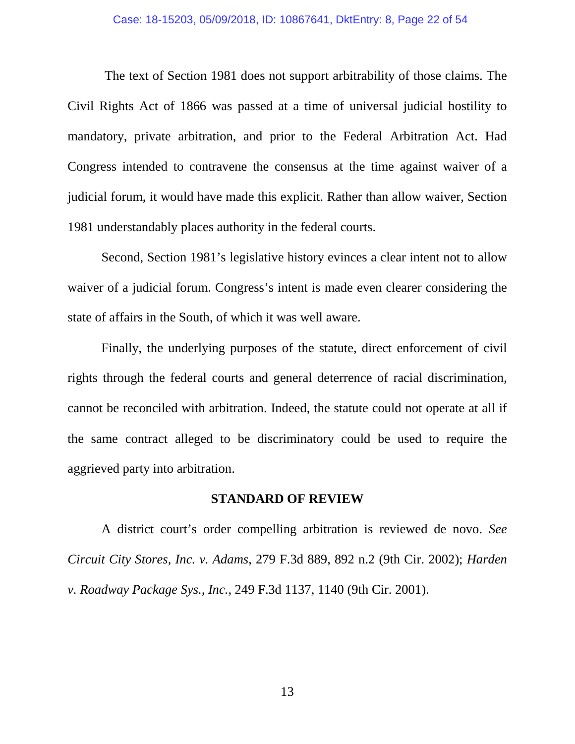The text of Section 1981 does not support arbitrability of those claims. The Civil Rights Act of 1866 was passed at a time of universal judicial hostility to mandatory, private arbitration, and prior to the Federal Arbitration Act. Had Congress intended to contravene the consensus at the time against waiver of a judicial forum, it would have made this explicit. Rather than allow waiver, Section 1981 understandably places authority in the federal courts.

Second, Section 1981's legislative history evinces a clear intent not to allow waiver of a judicial forum. Congress's intent is made even clearer considering the state of affairs in the South, of which it was well aware.

Finally, the underlying purposes of the statute, direct enforcement of civil rights through the federal courts and general deterrence of racial discrimination, cannot be reconciled with arbitration. Indeed, the statute could not operate at all if the same contract alleged to be discriminatory could be used to require the aggrieved party into arbitration.

## STANDARD OF REVIEW

A district court's order compelling arbitration is reviewed de novo. *See Circuit City Stores, Inc. v. Adams*, 279 F.3d 889, 892 n.2 (9th Cir. 2002); *Harden v. Roadway Package Sys., Inc.*, 249 F.3d 1137, 1140 (9th Cir. 2001).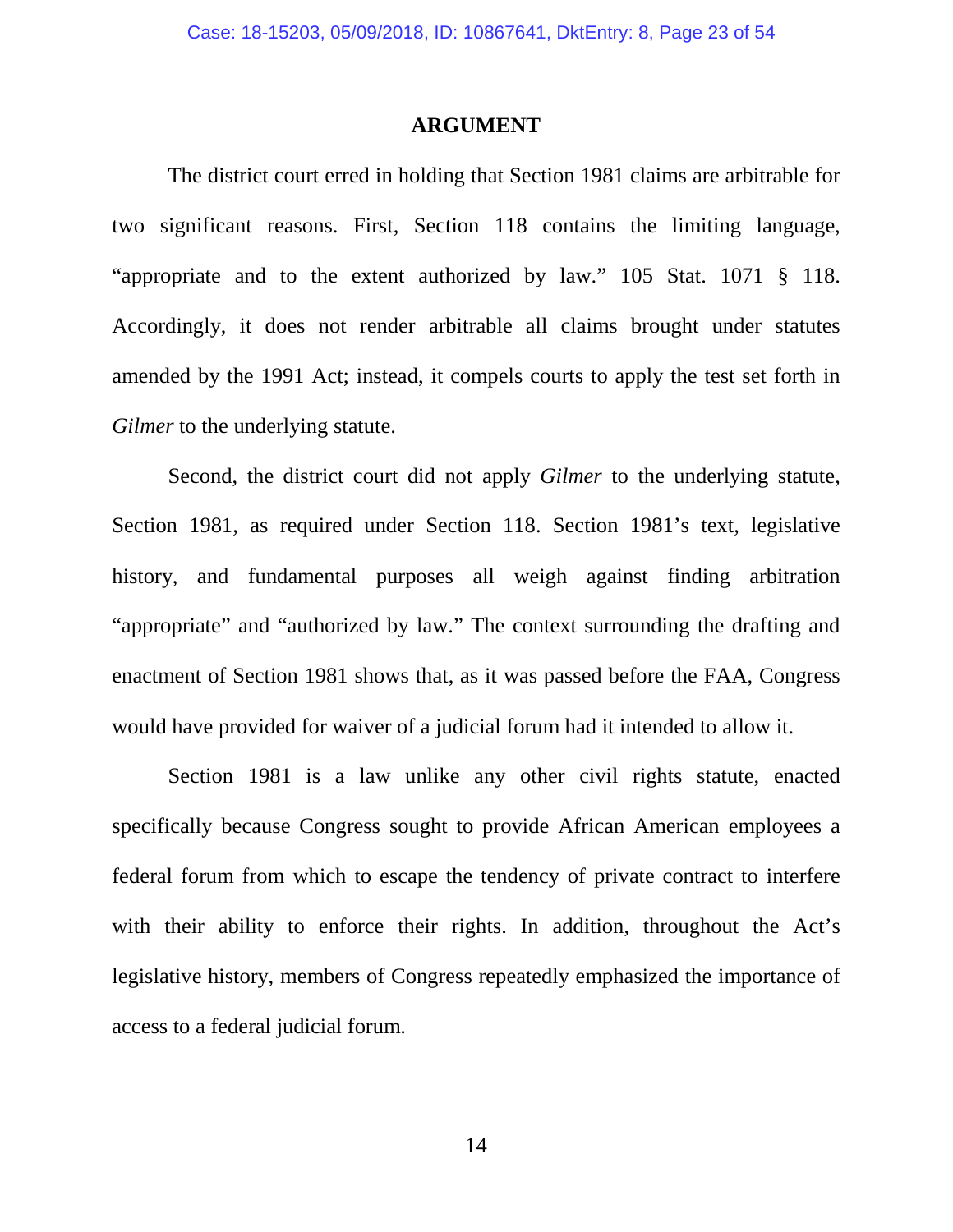## ARGUMENT

The district court erred in holding that Section 1981 claims are arbitrable for two significant reasons. First, Section 118 contains the limiting language, "appropriate and to the extent authorized by law." 105 Stat. 1071 § 118. Accordingly, it does not render arbitrable all claims brought under statutes amended by the 1991 Act; instead, it compels courts to apply the test set forth in *Gilmer* to the underlying statute.

Second, the district court did not apply *Gilmer* to the underlying statute, Section 1981, as required under Section 118. Section 1981's text, legislative history, and fundamental purposes all weigh against finding arbitration "appropriate" and "authorized by law." The context surrounding the drafting and enactment of Section 1981 shows that, as it was passed before the FAA, Congress would have provided for waiver of a judicial forum had it intended to allow it.

Section 1981 is a law unlike any other civil rights statute, enacted specifically because Congress sought to provide African American employees a federal forum from which to escape the tendency of private contract to interfere with their ability to enforce their rights. In addition, throughout the Act's legislative history, members of Congress repeatedly emphasized the importance of access to a federal judicial forum.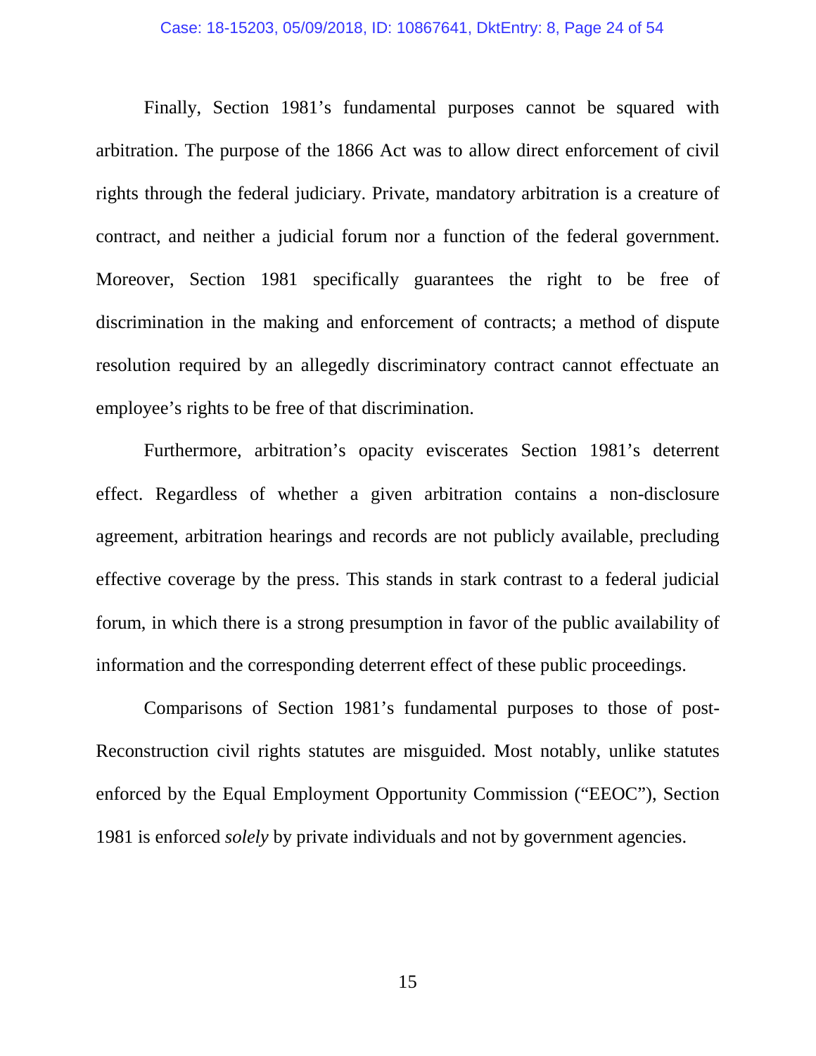Finally, Section 1981's fundamental purposes cannot be squared with arbitration. The purpose of the 1866 Act was to allow direct enforcement of civil rights through the federal judiciary. Private, mandatory arbitration is a creature of contract, and neither a judicial forum nor a function of the federal government. Moreover, Section 1981 specifically guarantees the right to be free of discrimination in the making and enforcement of contracts; a method of dispute resolution required by an allegedly discriminatory contract cannot effectuate an employee's rights to be free of that discrimination.

Furthermore, arbitration's opacity eviscerates Section 1981's deterrent effect. Regardless of whether a given arbitration contains a non-disclosure agreement, arbitration hearings and records are not publicly available, precluding effective coverage by the press. This stands in stark contrast to a federal judicial forum, in which there is a strong presumption in favor of the public availability of information and the corresponding deterrent effect of these public proceedings.

Comparisons of Section 1981's fundamental purposes to those of post-Reconstruction civil rights statutes are misguided. Most notably, unlike statutes enforced by the Equal Employment Opportunity Commission ("EEOC"), Section 1981 is enforced *solely* by private individuals and not by government agencies.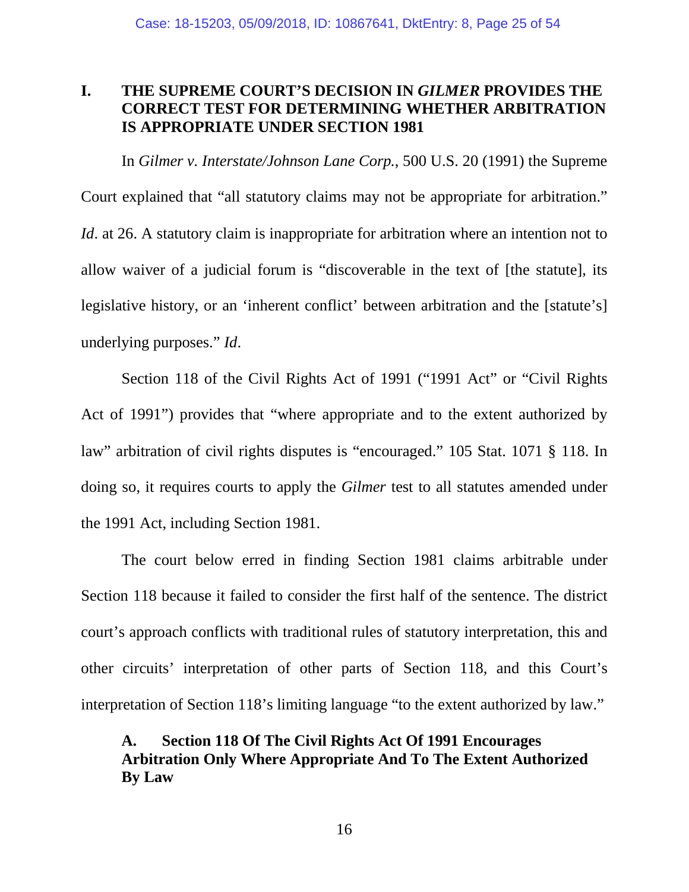## I. THE SUPREME COURT'S DECISION IN *GILMER* PROVIDES THE CORRECT TEST FOR DETERMINING WHETHER ARBITRATION IS APPROPRIATE UNDER SECTION 1981

In *Gilmer v. Interstate/Johnson Lane Corp.*, 500 U.S. 20 (1991) the Supreme Court explained that "all statutory claims may not be appropriate for arbitration." *Id*. at 26. A statutory claim is inappropriate for arbitration where an intention not to allow waiver of a judicial forum is "discoverable in the text of [the statute], its legislative history, or an 'inherent conflict' between arbitration and the [statute's] underlying purposes." *Id*.

Section 118 of the Civil Rights Act of 1991 ("1991 Act" or "Civil Rights Act of 1991") provides that "where appropriate and to the extent authorized by law" arbitration of civil rights disputes is "encouraged." 105 Stat. 1071 § 118. In doing so, it requires courts to apply the *Gilmer* test to all statutes amended under the 1991 Act, including Section 1981.

The court below erred in finding Section 1981 claims arbitrable under Section 118 because it failed to consider the first half of the sentence. The district court's approach conflicts with traditional rules of statutory interpretation, this and other circuits' interpretation of other parts of Section 118, and this Court's interpretation of Section 118's limiting language "to the extent authorized by law."

### A. Section 118 Of The Civil Rights Act Of 1991 Encourages Arbitration Only Where Appropriate And To The Extent Authorized By Law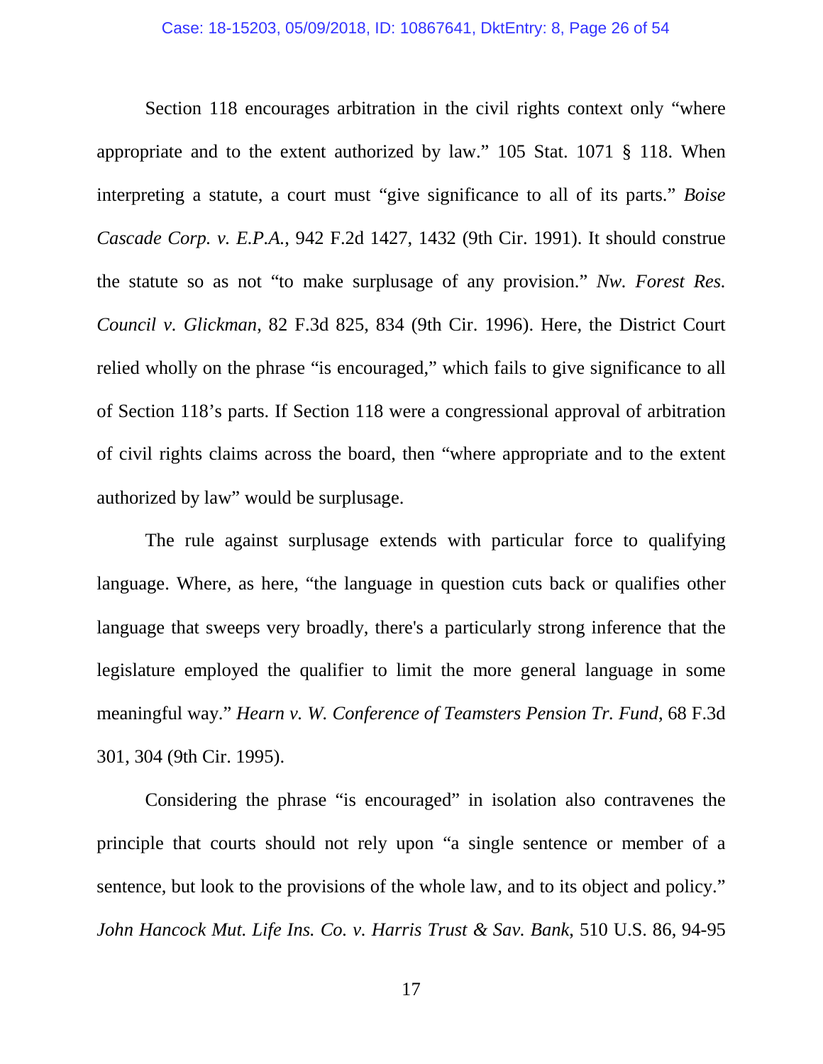Section 118 encourages arbitration in the civil rights context only "where appropriate and to the extent authorized by law." 105 Stat. 1071 § 118. When interpreting a statute, a court must "give significance to all of its parts." *Boise Cascade Corp. v. E.P.A.*, 942 F.2d 1427, 1432 (9th Cir. 1991). It should construe the statute so as not "to make surplusage of any provision." *Nw. Forest Res. Council v. Glickman*, 82 F.3d 825, 834 (9th Cir. 1996). Here, the District Court relied wholly on the phrase "is encouraged," which fails to give significance to all of Section 118's parts. If Section 118 were a congressional approval of arbitration of civil rights claims across the board, then "where appropriate and to the extent authorized by law" would be surplusage.

The rule against surplusage extends with particular force to qualifying language. Where, as here, "the language in question cuts back or qualifies other language that sweeps very broadly, there's a particularly strong inference that the legislature employed the qualifier to limit the more general language in some meaningful way." *Hearn v. W. Conference of Teamsters Pension Tr. Fund*, 68 F.3d 301, 304 (9th Cir. 1995).

Considering the phrase "is encouraged" in isolation also contravenes the principle that courts should not rely upon "a single sentence or member of a sentence, but look to the provisions of the whole law, and to its object and policy." *John Hancock Mut. Life Ins. Co. v. Harris Trust & Sav. Bank*, 510 U.S. 86, 94-95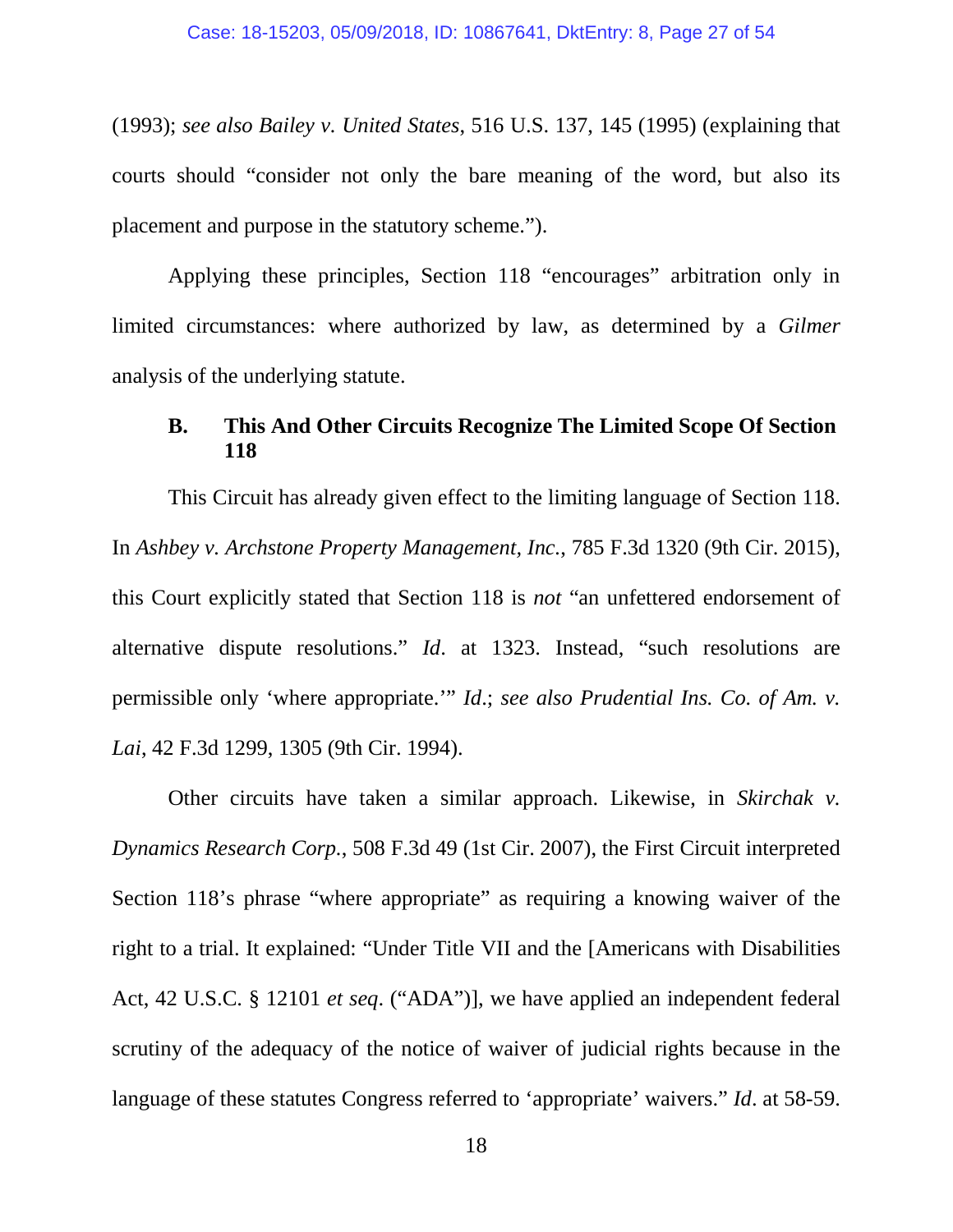(1993); *see also Bailey v. United States*, 516 U.S. 137, 145 (1995) (explaining that courts should "consider not only the bare meaning of the word, but also its placement and purpose in the statutory scheme.").

Applying these principles, Section 118 "encourages" arbitration only in limited circumstances: where authorized by law, as determined by a *Gilmer* analysis of the underlying statute.

### B. This And Other Circuits Recognize The Limited Scope Of Section 118

This Circuit has already given effect to the limiting language of Section 118. In *Ashbey v. Archstone Property Management, Inc.*, 785 F.3d 1320 (9th Cir. 2015), this Court explicitly stated that Section 118 is *not* "an unfettered endorsement of alternative dispute resolutions." *Id*. at 1323. Instead, "such resolutions are permissible only 'where appropriate.'" *Id*.; *see also Prudential Ins. Co. of Am. v. Lai*, 42 F.3d 1299, 1305 (9th Cir. 1994).

Other circuits have taken a similar approach. Likewise, in *Skirchak v. Dynamics Research Corp.*, 508 F.3d 49 (1st Cir. 2007), the First Circuit interpreted Section 118's phrase "where appropriate" as requiring a knowing waiver of the right to a trial. It explained: "Under Title VII and the [Americans with Disabilities Act, 42 U.S.C. § 12101 *et seq*. ("ADA")], we have applied an independent federal scrutiny of the adequacy of the notice of waiver of judicial rights because in the language of these statutes Congress referred to 'appropriate' waivers." *Id*. at 58-59.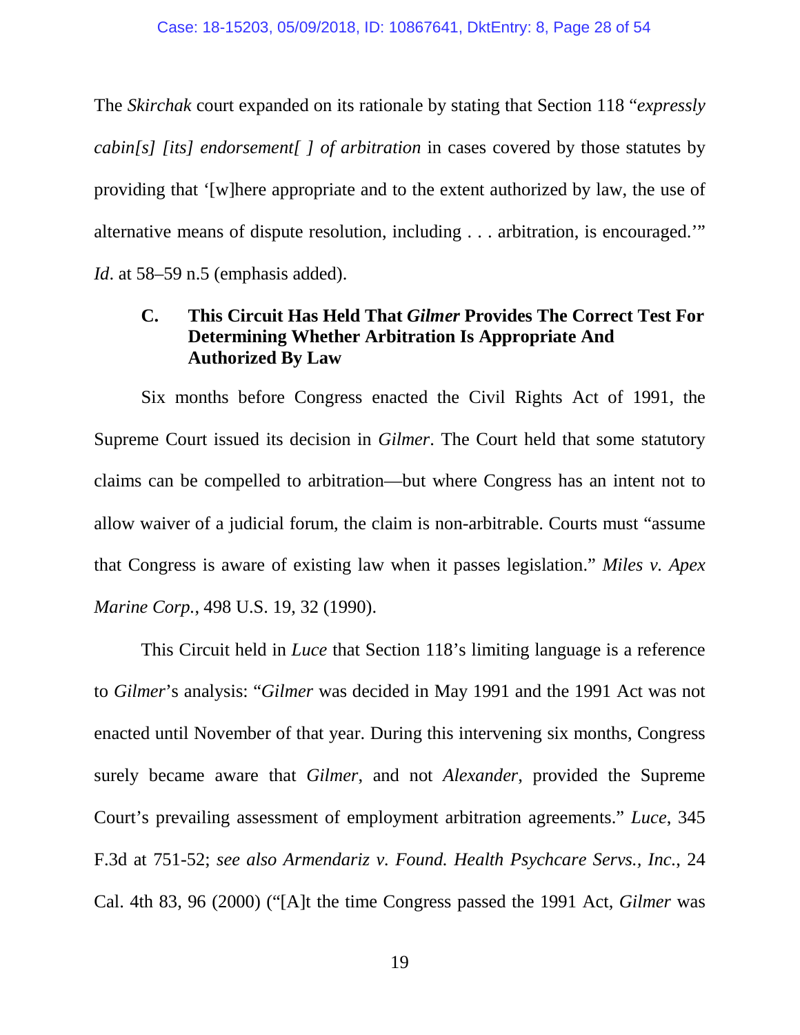The *Skirchak* court expanded on its rationale by stating that Section 118 "*expressly cabin[s] [its] endorsement[ ] of arbitration* in cases covered by those statutes by providing that '[w]here appropriate and to the extent authorized by law, the use of alternative means of dispute resolution, including . . . arbitration, is encouraged.'" *Id*. at 58–59 n.5 (emphasis added).

### C. This Circuit Has Held That *Gilmer* Provides The Correct Test For Determining Whether Arbitration Is Appropriate And Authorized By Law

Six months before Congress enacted the Civil Rights Act of 1991, the Supreme Court issued its decision in *Gilmer*. The Court held that some statutory claims can be compelled to arbitration—but where Congress has an intent not to allow waiver of a judicial forum, the claim is non-arbitrable. Courts must "assume that Congress is aware of existing law when it passes legislation." *Miles v. Apex Marine Corp.*, 498 U.S. 19, 32 (1990).

This Circuit held in *Luce* that Section 118's limiting language is a reference to *Gilmer*'s analysis: "*Gilmer* was decided in May 1991 and the 1991 Act was not enacted until November of that year. During this intervening six months, Congress surely became aware that *Gilmer*, and not *Alexander*, provided the Supreme Court's prevailing assessment of employment arbitration agreements." *Luce*, 345 F.3d at 751-52; *see also Armendariz v. Found. Health Psychcare Servs., Inc.*, 24 Cal. 4th 83, 96 (2000) ("[A]t the time Congress passed the 1991 Act, *Gilmer* was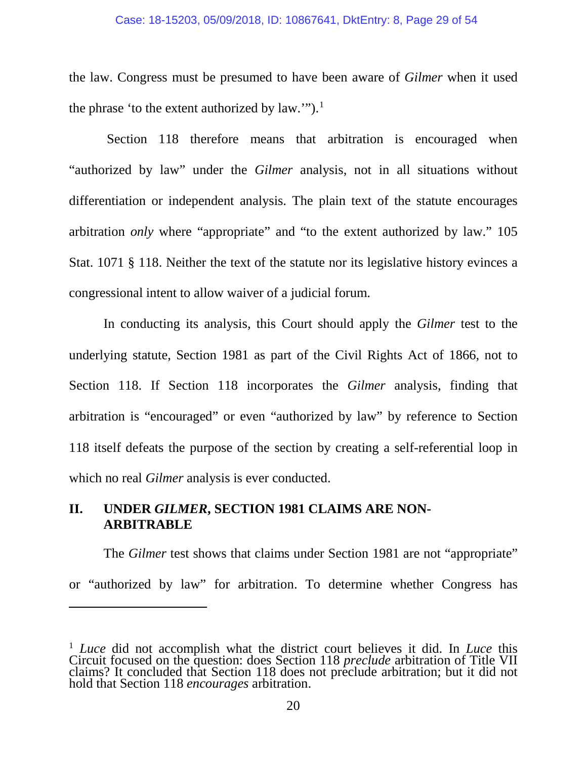the law. Congress must be presumed to have been aware of *Gilmer* when it used the phrase 'to the extent authorized by law.'").[1]

Section 118 therefore means that arbitration is encouraged when "authorized by law" under the *Gilmer* analysis, not in all situations without differentiation or independent analysis. The plain text of the statute encourages arbitration *only* where "appropriate" and "to the extent authorized by law." 105 Stat. 1071 § 118. Neither the text of the statute nor its legislative history evinces a congressional intent to allow waiver of a judicial forum.

In conducting its analysis, this Court should apply the *Gilmer* test to the underlying statute, Section 1981 as part of the Civil Rights Act of 1866, not to Section 118. If Section 118 incorporates the *Gilmer* analysis, finding that arbitration is "encouraged" or even "authorized by law" by reference to Section 118 itself defeats the purpose of the section by creating a self-referential loop in which no real *Gilmer* analysis is ever conducted.

## II. UNDER *GILMER*, SECTION 1981 CLAIMS ARE NON-ARBITRABLE

The *Gilmer* test shows that claims under Section 1981 are not "appropriate" or "authorized by law" for arbitration. To determine whether Congress has

---

[1] *Luce* did not accomplish what the district court believes it did. In *Luce* this Circuit focused on the question: does Section 118 *preclude* arbitration of Title VII claims? It concluded that Section 118 does not preclude arbitration; but it did not hold that Section 118 *encourages* arbitration.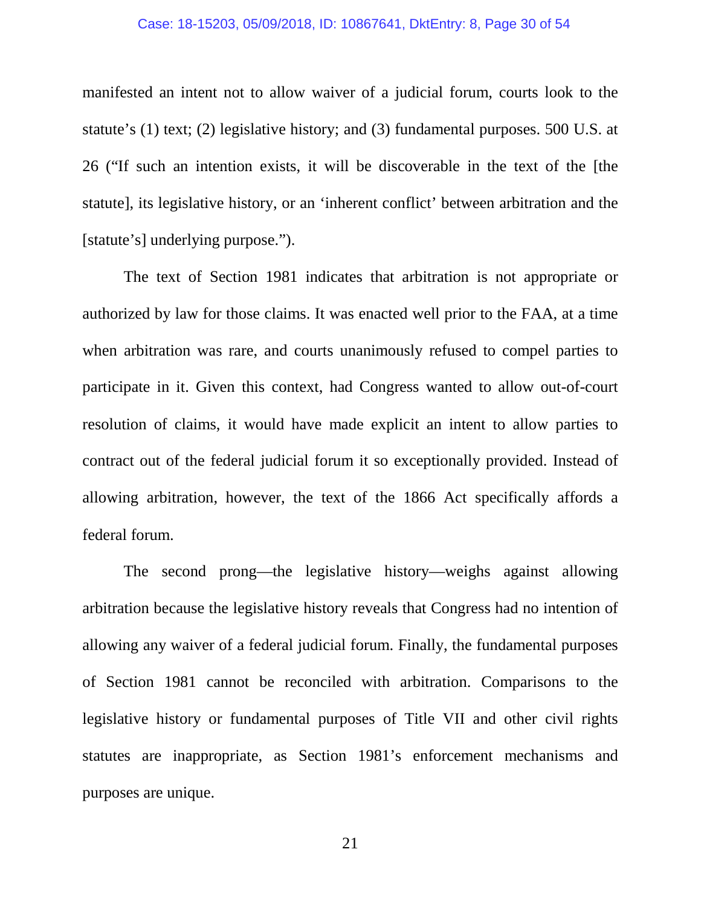manifested an intent not to allow waiver of a judicial forum, courts look to the statute's (1) text; (2) legislative history; and (3) fundamental purposes. 500 U.S. at 26 ("If such an intention exists, it will be discoverable in the text of the [the statute], its legislative history, or an 'inherent conflict' between arbitration and the [statute's] underlying purpose.").

The text of Section 1981 indicates that arbitration is not appropriate or authorized by law for those claims. It was enacted well prior to the FAA, at a time when arbitration was rare, and courts unanimously refused to compel parties to participate in it. Given this context, had Congress wanted to allow out-of-court resolution of claims, it would have made explicit an intent to allow parties to contract out of the federal judicial forum it so exceptionally provided. Instead of allowing arbitration, however, the text of the 1866 Act specifically affords a federal forum.

The second prong—the legislative history—weighs against allowing arbitration because the legislative history reveals that Congress had no intention of allowing any waiver of a federal judicial forum. Finally, the fundamental purposes of Section 1981 cannot be reconciled with arbitration. Comparisons to the legislative history or fundamental purposes of Title VII and other civil rights statutes are inappropriate, as Section 1981's enforcement mechanisms and purposes are unique.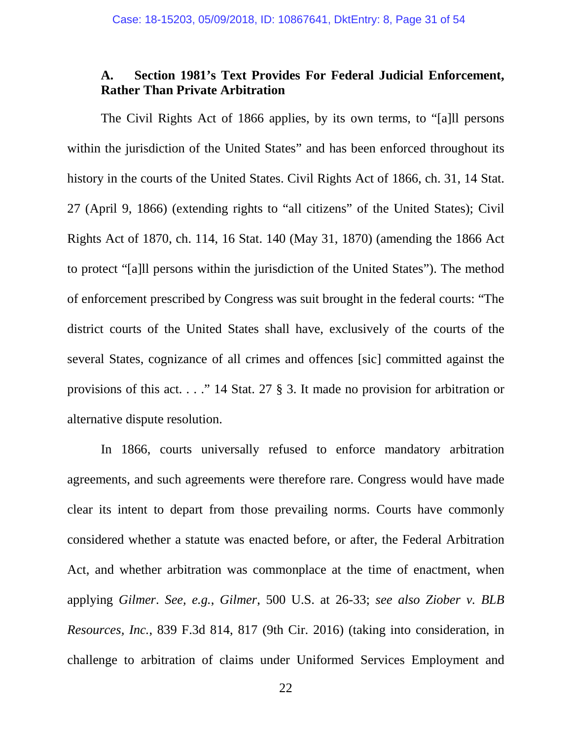### A. Section 1981's Text Provides For Federal Judicial Enforcement, Rather Than Private Arbitration

The Civil Rights Act of 1866 applies, by its own terms, to "[a]ll persons within the jurisdiction of the United States" and has been enforced throughout its history in the courts of the United States. Civil Rights Act of 1866, ch. 31, 14 Stat. 27 (April 9, 1866) (extending rights to "all citizens" of the United States); Civil Rights Act of 1870, ch. 114, 16 Stat. 140 (May 31, 1870) (amending the 1866 Act to protect "[a]ll persons within the jurisdiction of the United States"). The method of enforcement prescribed by Congress was suit brought in the federal courts: "The district courts of the United States shall have, exclusively of the courts of the several States, cognizance of all crimes and offences [sic] committed against the provisions of this act. . . ." 14 Stat. 27 § 3. It made no provision for arbitration or alternative dispute resolution.

In 1866, courts universally refused to enforce mandatory arbitration agreements, and such agreements were therefore rare. Congress would have made clear its intent to depart from those prevailing norms. Courts have commonly considered whether a statute was enacted before, or after, the Federal Arbitration Act, and whether arbitration was commonplace at the time of enactment, when applying *Gilmer*. *See, e.g.*, *Gilmer*, 500 U.S. at 26-33; *see also Ziober v. BLB Resources, Inc.*, 839 F.3d 814, 817 (9th Cir. 2016) (taking into consideration, in challenge to arbitration of claims under Uniformed Services Employment and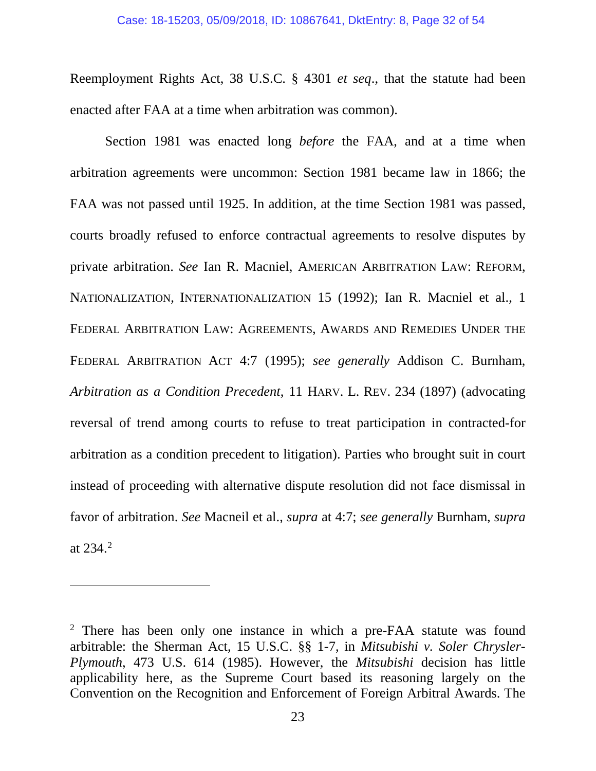Reemployment Rights Act, 38 U.S.C. § 4301 *et seq*., that the statute had been enacted after FAA at a time when arbitration was common).

Section 1981 was enacted long *before* the FAA, and at a time when arbitration agreements were uncommon: Section 1981 became law in 1866; the FAA was not passed until 1925. In addition, at the time Section 1981 was passed, courts broadly refused to enforce contractual agreements to resolve disputes by private arbitration. *See* Ian R. Macniel, AMERICAN ARBITRATION LAW: REFORM, NATIONALIZATION, INTERNATIONALIZATION 15 (1992); Ian R. Macniel et al., 1 FEDERAL ARBITRATION LAW: AGREEMENTS, AWARDS AND REMEDIES UNDER THE FEDERAL ARBITRATION ACT 4:7 (1995); *see generally* Addison C. Burnham, *Arbitration as a Condition Precedent*, 11 HARV. L. REV. 234 (1897) (advocating reversal of trend among courts to refuse to treat participation in contracted-for arbitration as a condition precedent to litigation). Parties who brought suit in court instead of proceeding with alternative dispute resolution did not face dismissal in favor of arbitration. *See* Macneil et al., *supra* at 4:7; *see generally* Burnham, *supra* at 234.[2]

---

[2] There has been only one instance in which a pre-FAA statute was found arbitrable: the Sherman Act, 15 U.S.C. §§ 1-7, in *Mitsubishi v. Soler Chrysler-Plymouth*, 473 U.S. 614 (1985). However, the *Mitsubishi* decision has little applicability here, as the Supreme Court based its reasoning largely on the Convention on the Recognition and Enforcement of Foreign Arbitral Awards. The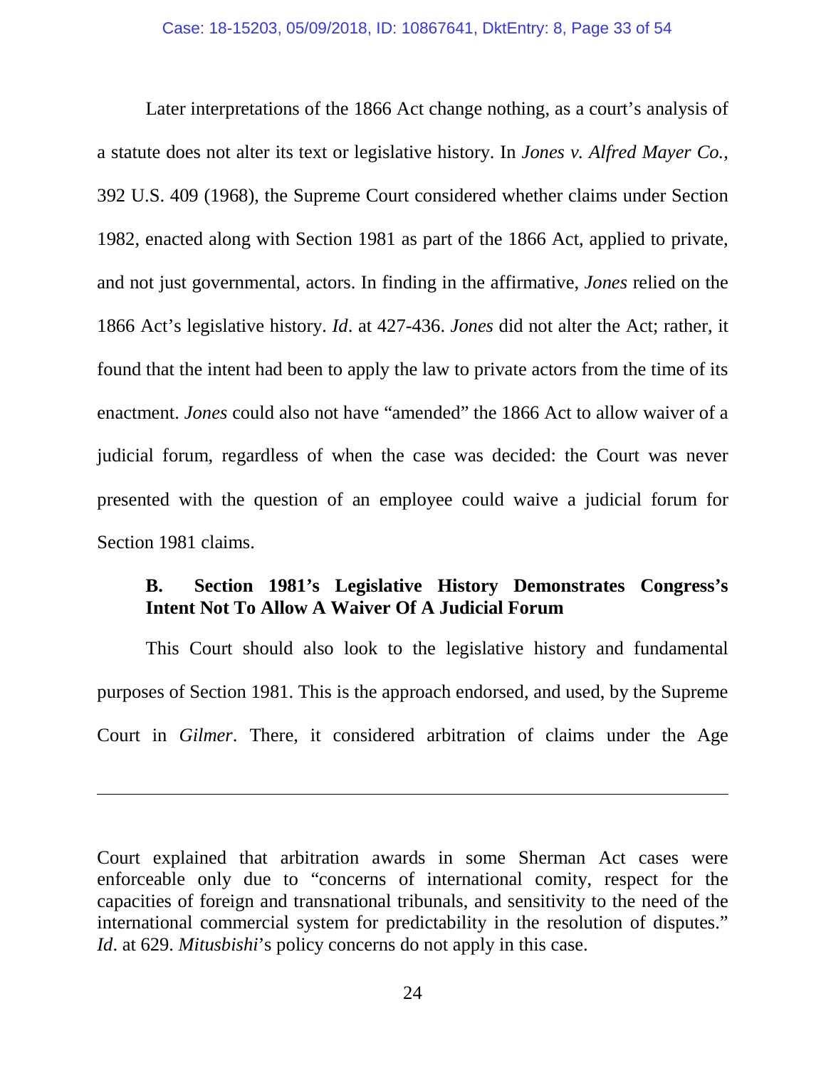Later interpretations of the 1866 Act change nothing, as a court's analysis of a statute does not alter its text or legislative history. In *Jones v. Alfred Mayer Co.*, 392 U.S. 409 (1968), the Supreme Court considered whether claims under Section 1982, enacted along with Section 1981 as part of the 1866 Act, applied to private, and not just governmental, actors. In finding in the affirmative, *Jones* relied on the 1866 Act's legislative history. *Id*. at 427-436. *Jones* did not alter the Act; rather, it found that the intent had been to apply the law to private actors from the time of its enactment. *Jones* could also not have "amended" the 1866 Act to allow waiver of a judicial forum, regardless of when the case was decided: the Court was never presented with the question of an employee could waive a judicial forum for Section 1981 claims.

### B. Section 1981's Legislative History Demonstrates Congress's Intent Not To Allow A Waiver Of A Judicial Forum

This Court should also look to the legislative history and fundamental purposes of Section 1981. This is the approach endorsed, and used, by the Supreme Court in *Gilmer*. There, it considered arbitration of claims under the Age

---

Court explained that arbitration awards in some Sherman Act cases were enforceable only due to "concerns of international comity, respect for the capacities of foreign and transnational tribunals, and sensitivity to the need of the international commercial system for predictability in the resolution of disputes." *Id*. at 629. *Mitusbishi*'s policy concerns do not apply in this case.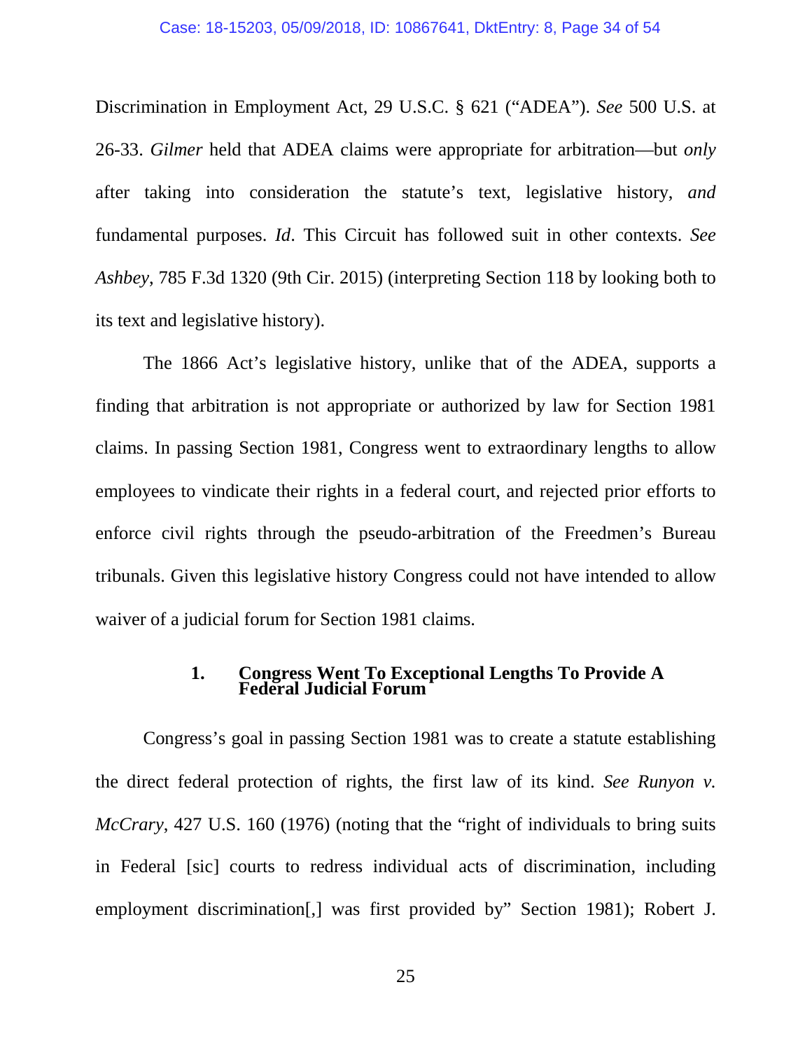Discrimination in Employment Act, 29 U.S.C. § 621 ("ADEA"). *See* 500 U.S. at 26-33. *Gilmer* held that ADEA claims were appropriate for arbitration—but *only* after taking into consideration the statute's text, legislative history, *and* fundamental purposes. *Id*. This Circuit has followed suit in other contexts. *See Ashbey*, 785 F.3d 1320 (9th Cir. 2015) (interpreting Section 118 by looking both to its text and legislative history).

The 1866 Act's legislative history, unlike that of the ADEA, supports a finding that arbitration is not appropriate or authorized by law for Section 1981 claims. In passing Section 1981, Congress went to extraordinary lengths to allow employees to vindicate their rights in a federal court, and rejected prior efforts to enforce civil rights through the pseudo-arbitration of the Freedmen's Bureau tribunals. Given this legislative history Congress could not have intended to allow waiver of a judicial forum for Section 1981 claims.

### 1. Congress Went To Exceptional Lengths To Provide A Federal Judicial Forum

Congress's goal in passing Section 1981 was to create a statute establishing the direct federal protection of rights, the first law of its kind. *See Runyon v. McCrary*, 427 U.S. 160 (1976) (noting that the "right of individuals to bring suits in Federal [sic] courts to redress individual acts of discrimination, including employment discrimination[,] was first provided by" Section 1981); Robert J.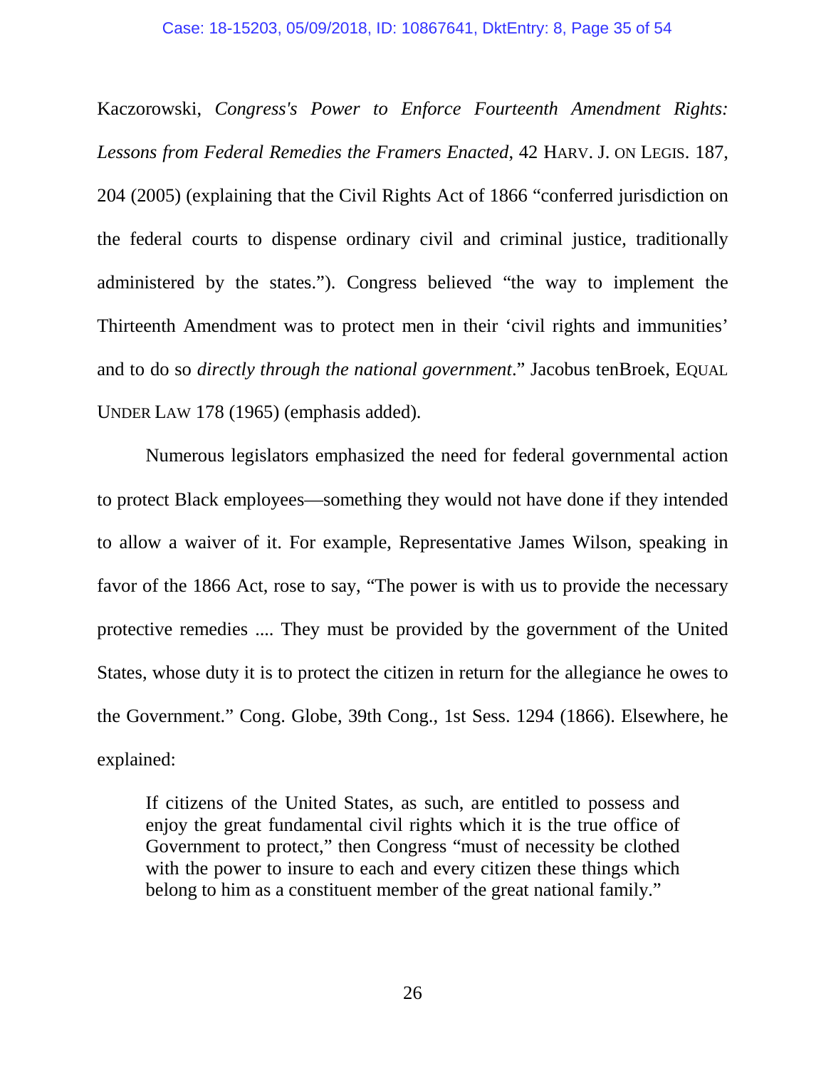Kaczorowski, *Congress's Power to Enforce Fourteenth Amendment Rights: Lessons from Federal Remedies the Framers Enacted*, 42 HARV. J. ON LEGIS. 187, 204 (2005) (explaining that the Civil Rights Act of 1866 "conferred jurisdiction on the federal courts to dispense ordinary civil and criminal justice, traditionally administered by the states."). Congress believed "the way to implement the Thirteenth Amendment was to protect men in their 'civil rights and immunities' and to do so *directly through the national government*." Jacobus tenBroek, EQUAL UNDER LAW 178 (1965) (emphasis added).

Numerous legislators emphasized the need for federal governmental action to protect Black employees—something they would not have done if they intended to allow a waiver of it. For example, Representative James Wilson, speaking in favor of the 1866 Act, rose to say, "The power is with us to provide the necessary protective remedies .... They must be provided by the government of the United States, whose duty it is to protect the citizen in return for the allegiance he owes to the Government." Cong. Globe, 39th Cong., 1st Sess. 1294 (1866). Elsewhere, he explained:

> If citizens of the United States, as such, are entitled to possess and enjoy the great fundamental civil rights which it is the true office of Government to protect," then Congress "must of necessity be clothed with the power to insure to each and every citizen these things which belong to him as a constituent member of the great national family."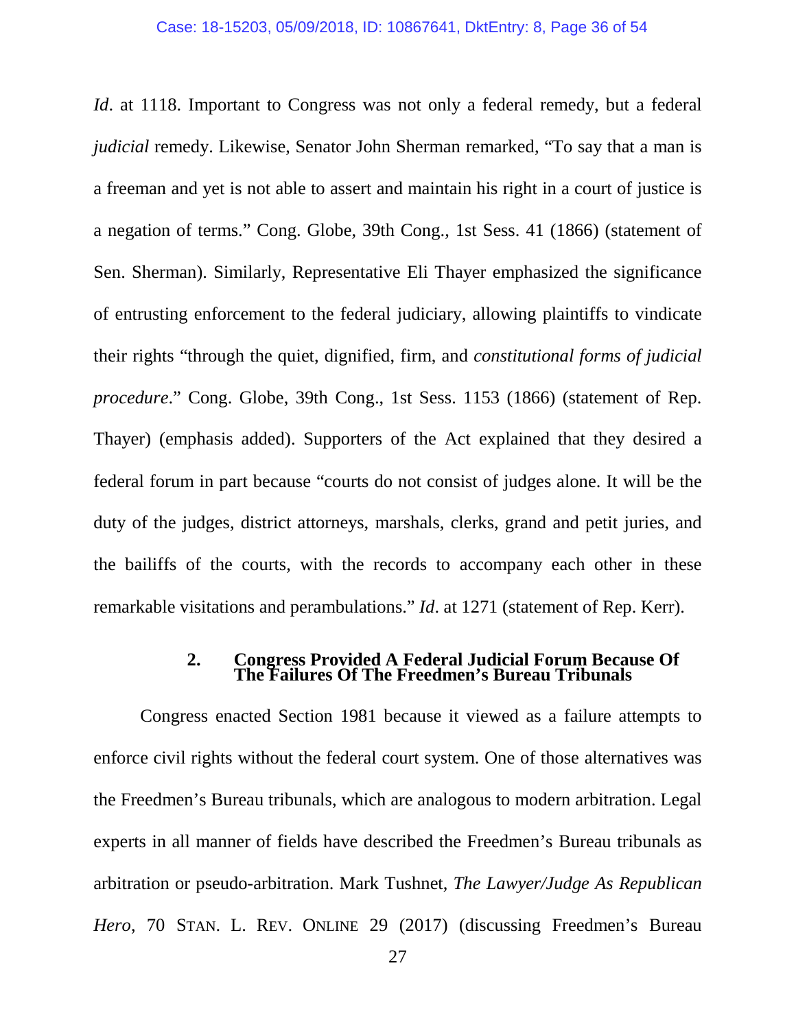*Id*. at 1118. Important to Congress was not only a federal remedy, but a federal *judicial* remedy. Likewise, Senator John Sherman remarked, "To say that a man is a freeman and yet is not able to assert and maintain his right in a court of justice is a negation of terms." Cong. Globe, 39th Cong., 1st Sess. 41 (1866) (statement of Sen. Sherman). Similarly, Representative Eli Thayer emphasized the significance of entrusting enforcement to the federal judiciary, allowing plaintiffs to vindicate their rights "through the quiet, dignified, firm, and *constitutional forms of judicial procedure*." Cong. Globe, 39th Cong., 1st Sess. 1153 (1866) (statement of Rep. Thayer) (emphasis added). Supporters of the Act explained that they desired a federal forum in part because "courts do not consist of judges alone. It will be the duty of the judges, district attorneys, marshals, clerks, grand and petit juries, and the bailiffs of the courts, with the records to accompany each other in these remarkable visitations and perambulations." *Id*. at 1271 (statement of Rep. Kerr).

### 2. Congress Provided A Federal Judicial Forum Because Of The Failures Of The Freedmen's Bureau Tribunals

Congress enacted Section 1981 because it viewed as a failure attempts to enforce civil rights without the federal court system. One of those alternatives was the Freedmen's Bureau tribunals, which are analogous to modern arbitration. Legal experts in all manner of fields have described the Freedmen's Bureau tribunals as arbitration or pseudo-arbitration. Mark Tushnet, *The Lawyer/Judge As Republican Hero*, 70 STAN. L. REV. ONLINE 29 (2017) (discussing Freedmen's Bureau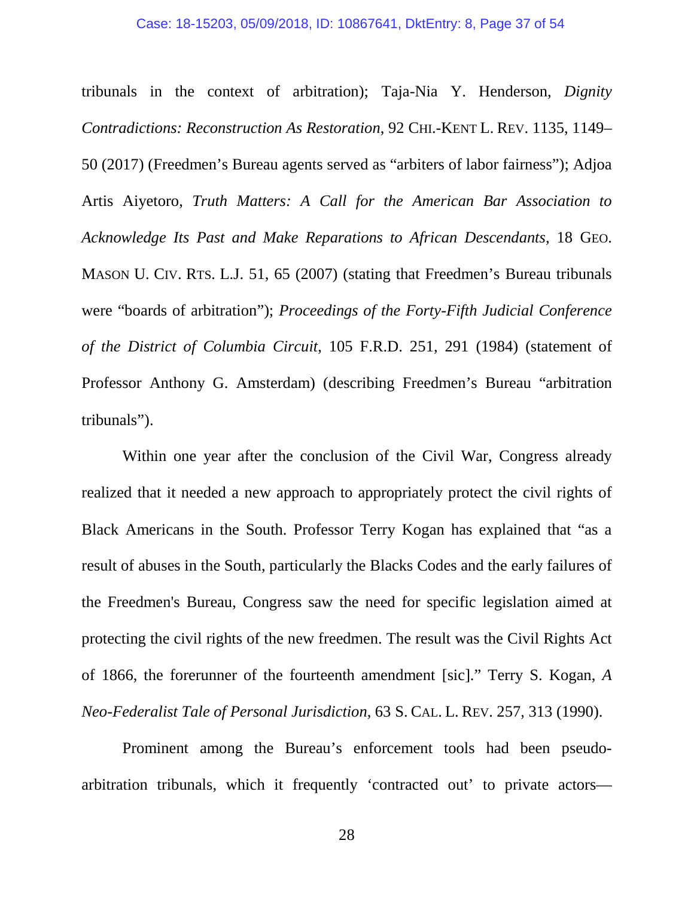tribunals in the context of arbitration); Taja-Nia Y. Henderson, *Dignity Contradictions: Reconstruction As Restoration*, 92 CHI.-KENT L. REV. 1135, 1149–50 (2017) (Freedmen's Bureau agents served as "arbiters of labor fairness"); Adjoa Artis Aiyetoro, *Truth Matters: A Call for the American Bar Association to Acknowledge Its Past and Make Reparations to African Descendants*, 18 GEO. MASON U. CIV. RTS. L.J. 51, 65 (2007) (stating that Freedmen's Bureau tribunals were "boards of arbitration"); *Proceedings of the Forty-Fifth Judicial Conference of the District of Columbia Circuit*, 105 F.R.D. 251, 291 (1984) (statement of Professor Anthony G. Amsterdam) (describing Freedmen's Bureau "arbitration tribunals").

Within one year after the conclusion of the Civil War, Congress already realized that it needed a new approach to appropriately protect the civil rights of Black Americans in the South. Professor Terry Kogan has explained that "as a result of abuses in the South, particularly the Blacks Codes and the early failures of the Freedmen's Bureau, Congress saw the need for specific legislation aimed at protecting the civil rights of the new freedmen. The result was the Civil Rights Act of 1866, the forerunner of the fourteenth amendment [sic]." Terry S. Kogan, *A Neo-Federalist Tale of Personal Jurisdiction*, 63 S. CAL. L. REV. 257, 313 (1990).

Prominent among the Bureau's enforcement tools had been pseudo-arbitration tribunals, which it frequently 'contracted out' to private actors—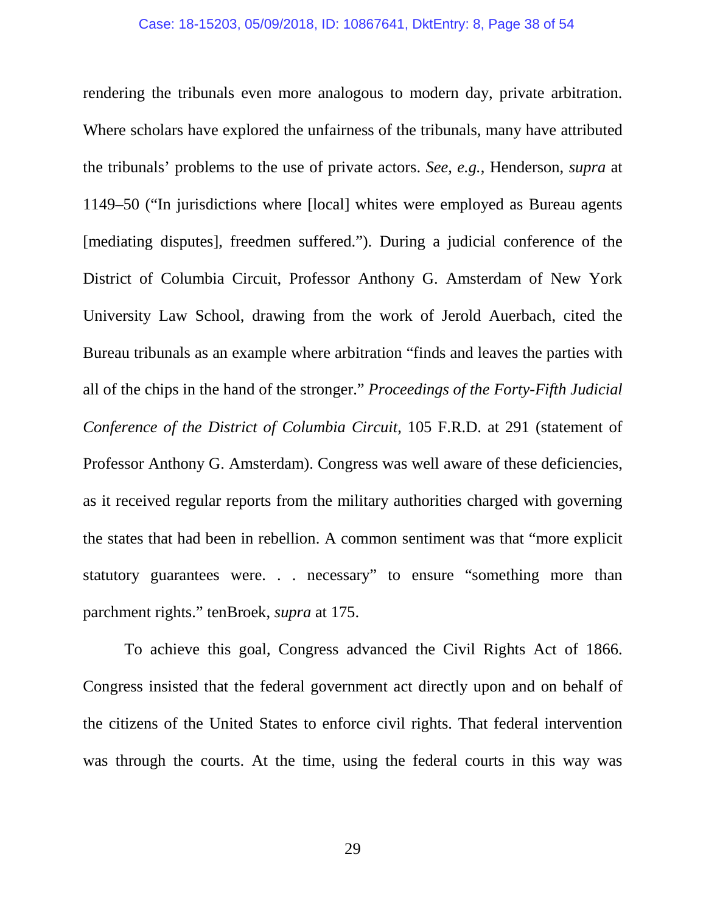rendering the tribunals even more analogous to modern day, private arbitration. Where scholars have explored the unfairness of the tribunals, many have attributed the tribunals' problems to the use of private actors. *See, e.g.*, Henderson, *supra* at 1149–50 ("In jurisdictions where [local] whites were employed as Bureau agents [mediating disputes], freedmen suffered."). During a judicial conference of the District of Columbia Circuit, Professor Anthony G. Amsterdam of New York University Law School, drawing from the work of Jerold Auerbach, cited the Bureau tribunals as an example where arbitration "finds and leaves the parties with all of the chips in the hand of the stronger." *Proceedings of the Forty-Fifth Judicial Conference of the District of Columbia Circuit*, 105 F.R.D. at 291 (statement of Professor Anthony G. Amsterdam). Congress was well aware of these deficiencies, as it received regular reports from the military authorities charged with governing the states that had been in rebellion. A common sentiment was that "more explicit statutory guarantees were. . . necessary" to ensure "something more than parchment rights." tenBroek, *supra* at 175.

To achieve this goal, Congress advanced the Civil Rights Act of 1866. Congress insisted that the federal government act directly upon and on behalf of the citizens of the United States to enforce civil rights. That federal intervention was through the courts. At the time, using the federal courts in this way was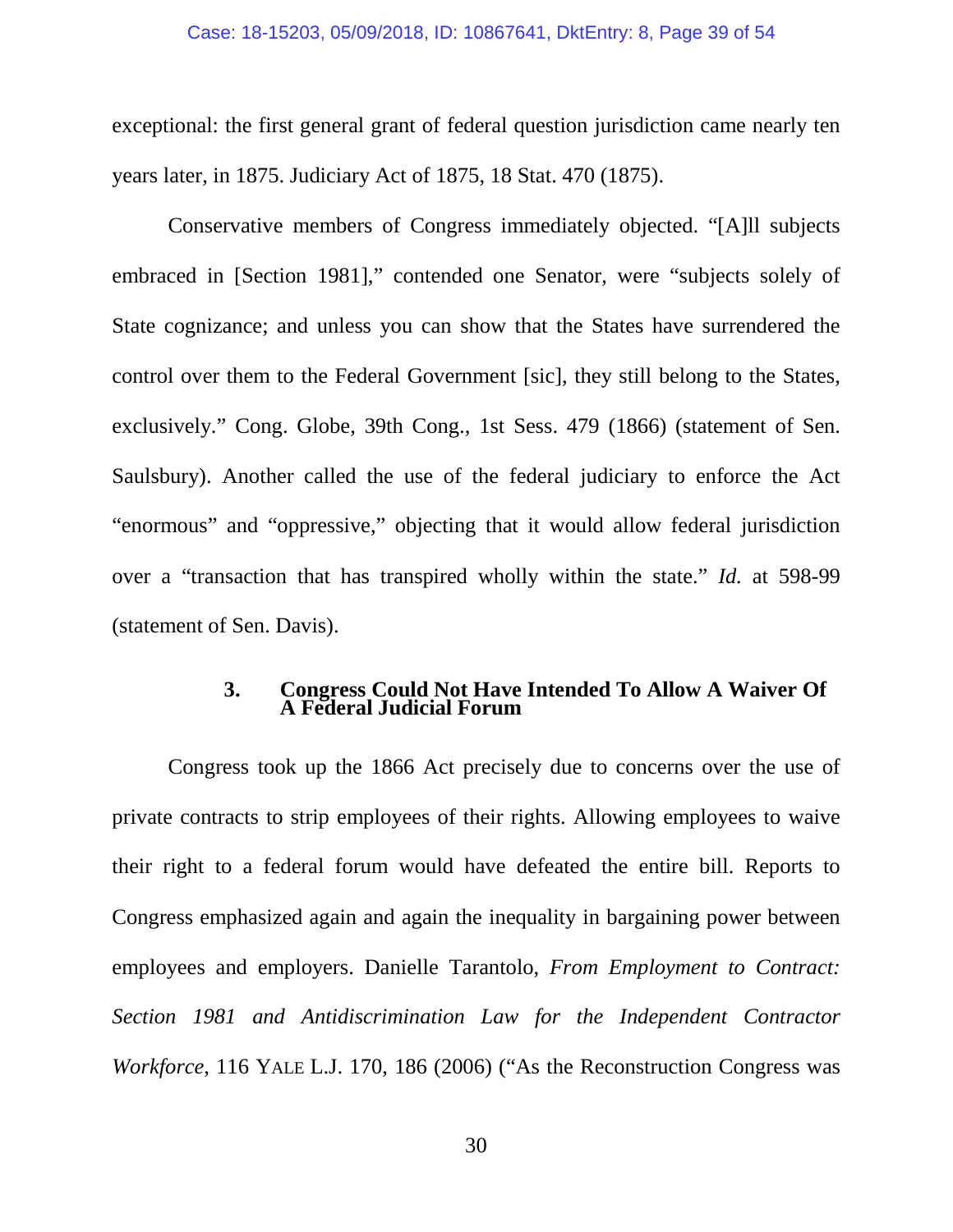exceptional: the first general grant of federal question jurisdiction came nearly ten years later, in 1875. Judiciary Act of 1875, 18 Stat. 470 (1875).

Conservative members of Congress immediately objected. "[A]ll subjects embraced in [Section 1981]," contended one Senator, were "subjects solely of State cognizance; and unless you can show that the States have surrendered the control over them to the Federal Government [sic], they still belong to the States, exclusively." Cong. Globe, 39th Cong., 1st Sess. 479 (1866) (statement of Sen. Saulsbury). Another called the use of the federal judiciary to enforce the Act "enormous" and "oppressive," objecting that it would allow federal jurisdiction over a "transaction that has transpired wholly within the state." *Id.* at 598-99 (statement of Sen. Davis).

### 3. Congress Could Not Have Intended To Allow A Waiver Of A Federal Judicial Forum

Congress took up the 1866 Act precisely due to concerns over the use of private contracts to strip employees of their rights. Allowing employees to waive their right to a federal forum would have defeated the entire bill. Reports to Congress emphasized again and again the inequality in bargaining power between employees and employers. Danielle Tarantolo, *From Employment to Contract: Section 1981 and Antidiscrimination Law for the Independent Contractor Workforce*, 116 YALE L.J. 170, 186 (2006) ("As the Reconstruction Congress was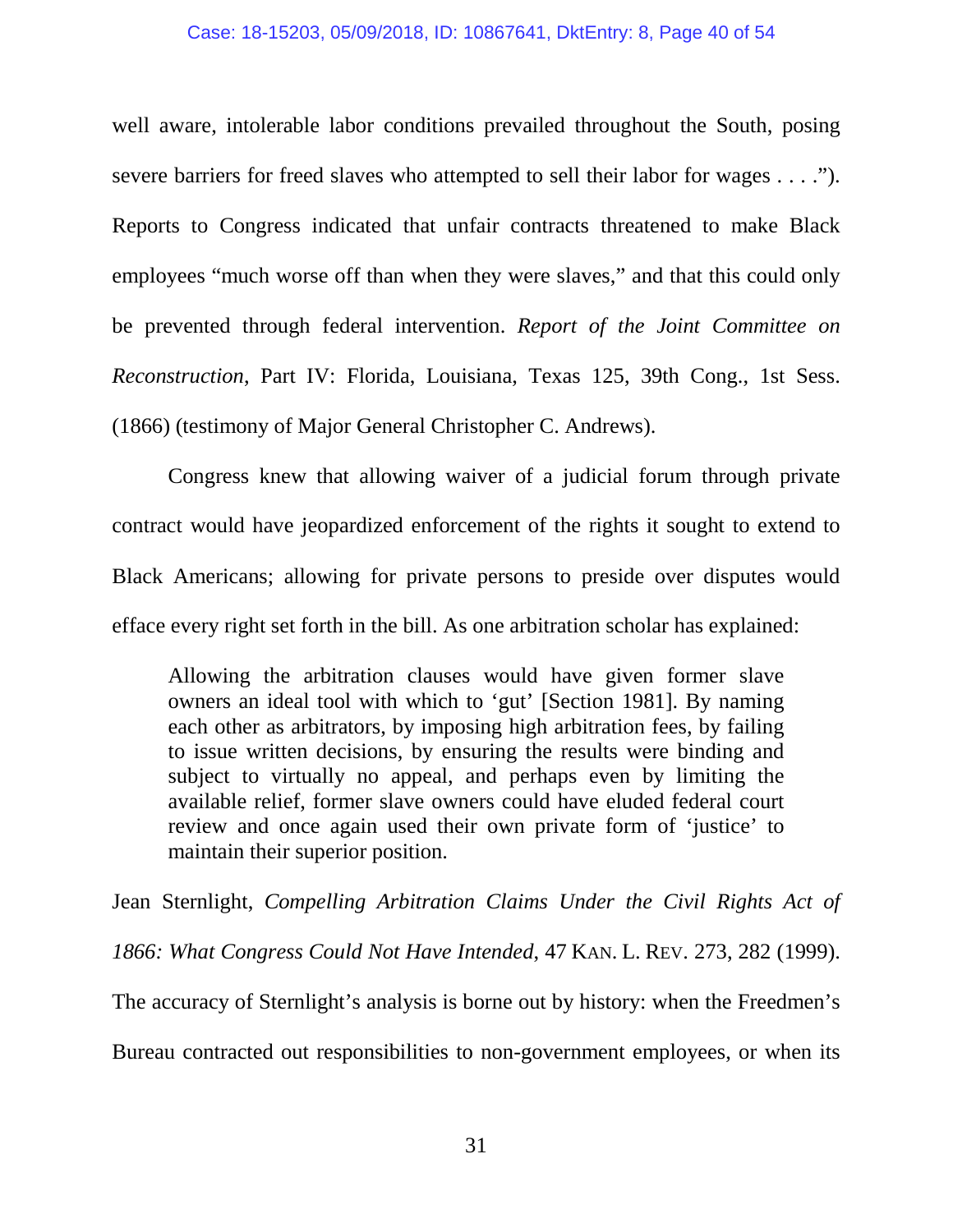well aware, intolerable labor conditions prevailed throughout the South, posing severe barriers for freed slaves who attempted to sell their labor for wages . . . ."). Reports to Congress indicated that unfair contracts threatened to make Black employees "much worse off than when they were slaves," and that this could only be prevented through federal intervention. *Report of the Joint Committee on Reconstruction*, Part IV: Florida, Louisiana, Texas 125, 39th Cong., 1st Sess. (1866) (testimony of Major General Christopher C. Andrews).

Congress knew that allowing waiver of a judicial forum through private contract would have jeopardized enforcement of the rights it sought to extend to Black Americans; allowing for private persons to preside over disputes would efface every right set forth in the bill. As one arbitration scholar has explained:

> Allowing the arbitration clauses would have given former slave owners an ideal tool with which to 'gut' [Section 1981]. By naming each other as arbitrators, by imposing high arbitration fees, by failing to issue written decisions, by ensuring the results were binding and subject to virtually no appeal, and perhaps even by limiting the available relief, former slave owners could have eluded federal court review and once again used their own private form of 'justice' to maintain their superior position.

Jean Sternlight, *Compelling Arbitration Claims Under the Civil Rights Act of 1866: What Congress Could Not Have Intended*, 47 KAN. L. REV. 273, 282 (1999). The accuracy of Sternlight's analysis is borne out by history: when the Freedmen's Bureau contracted out responsibilities to non-government employees, or when its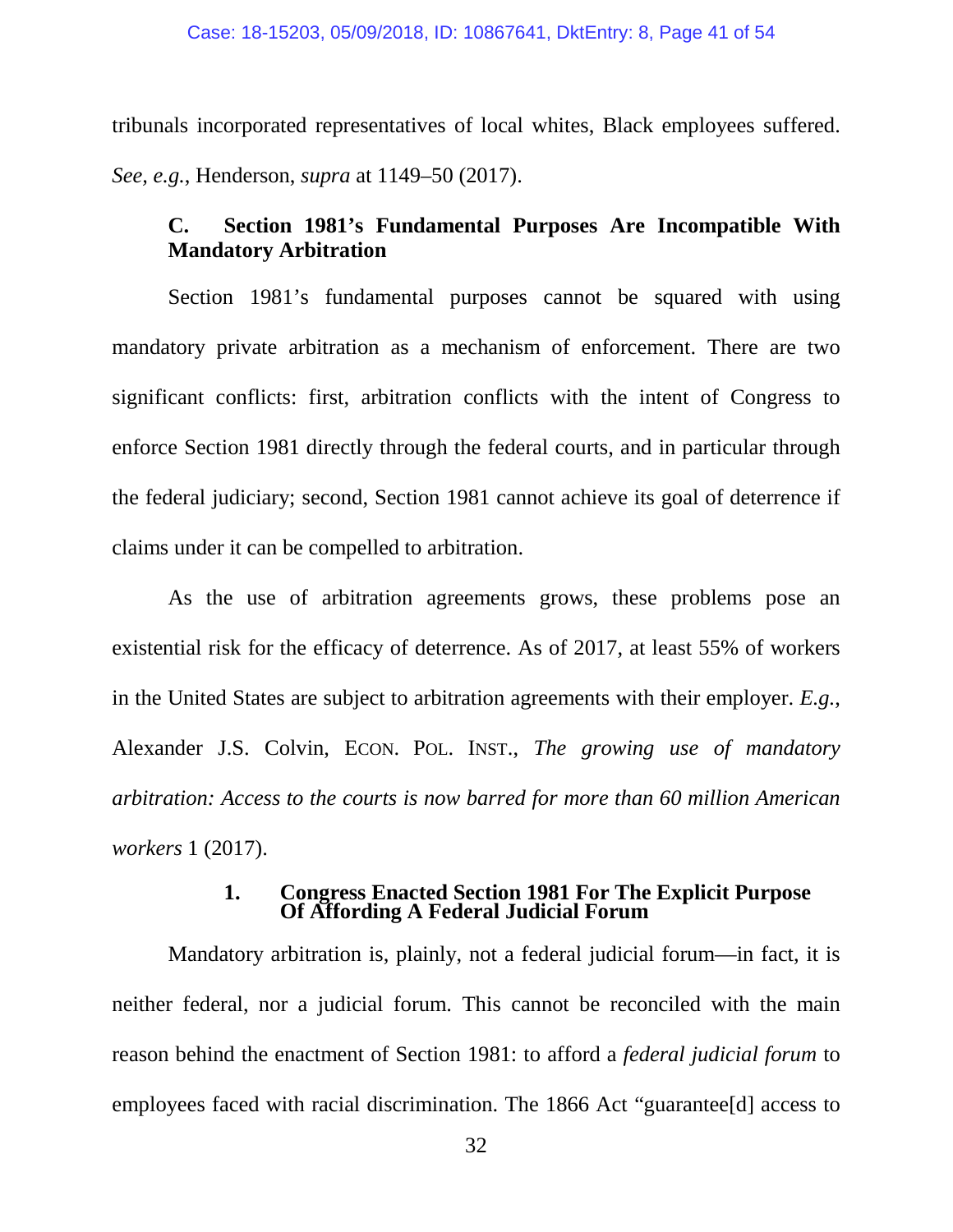tribunals incorporated representatives of local whites, Black employees suffered. *See, e.g.*, Henderson, *supra* at 1149–50 (2017).

### C. Section 1981's Fundamental Purposes Are Incompatible With Mandatory Arbitration

Section 1981's fundamental purposes cannot be squared with using mandatory private arbitration as a mechanism of enforcement. There are two significant conflicts: first, arbitration conflicts with the intent of Congress to enforce Section 1981 directly through the federal courts, and in particular through the federal judiciary; second, Section 1981 cannot achieve its goal of deterrence if claims under it can be compelled to arbitration.

As the use of arbitration agreements grows, these problems pose an existential risk for the efficacy of deterrence. As of 2017, at least 55% of workers in the United States are subject to arbitration agreements with their employer. *E.g.*, Alexander J.S. Colvin, ECON. POL. INST., *The growing use of mandatory arbitration: Access to the courts is now barred for more than 60 million American workers* 1 (2017).

#### 1. Congress Enacted Section 1981 For The Explicit Purpose Of Affording A Federal Judicial Forum

Mandatory arbitration is, plainly, not a federal judicial forum—in fact, it is neither federal, nor a judicial forum. This cannot be reconciled with the main reason behind the enactment of Section 1981: to afford a *federal judicial forum* to employees faced with racial discrimination. The 1866 Act "guarantee[d] access to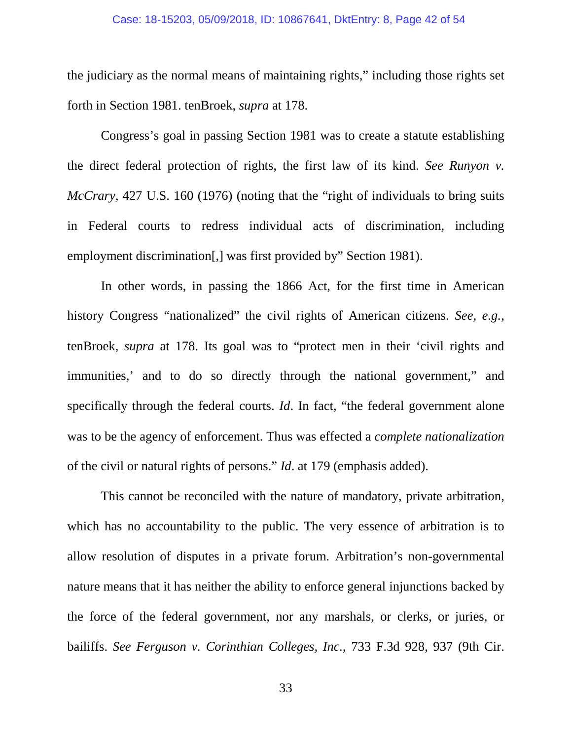the judiciary as the normal means of maintaining rights," including those rights set forth in Section 1981. tenBroek, *supra* at 178.

Congress's goal in passing Section 1981 was to create a statute establishing the direct federal protection of rights, the first law of its kind. *See Runyon v. McCrary*, 427 U.S. 160 (1976) (noting that the "right of individuals to bring suits in Federal courts to redress individual acts of discrimination, including employment discrimination[,] was first provided by" Section 1981).

In other words, in passing the 1866 Act, for the first time in American history Congress "nationalized" the civil rights of American citizens. *See, e.g.*, tenBroek, *supra* at 178. Its goal was to "protect men in their 'civil rights and immunities,' and to do so directly through the national government," and specifically through the federal courts. *Id*. In fact, "the federal government alone was to be the agency of enforcement. Thus was effected a *complete nationalization* of the civil or natural rights of persons." *Id*. at 179 (emphasis added).

This cannot be reconciled with the nature of mandatory, private arbitration, which has no accountability to the public. The very essence of arbitration is to allow resolution of disputes in a private forum. Arbitration's non-governmental nature means that it has neither the ability to enforce general injunctions backed by the force of the federal government, nor any marshals, or clerks, or juries, or bailiffs. *See Ferguson v. Corinthian Colleges, Inc.*, 733 F.3d 928, 937 (9th Cir.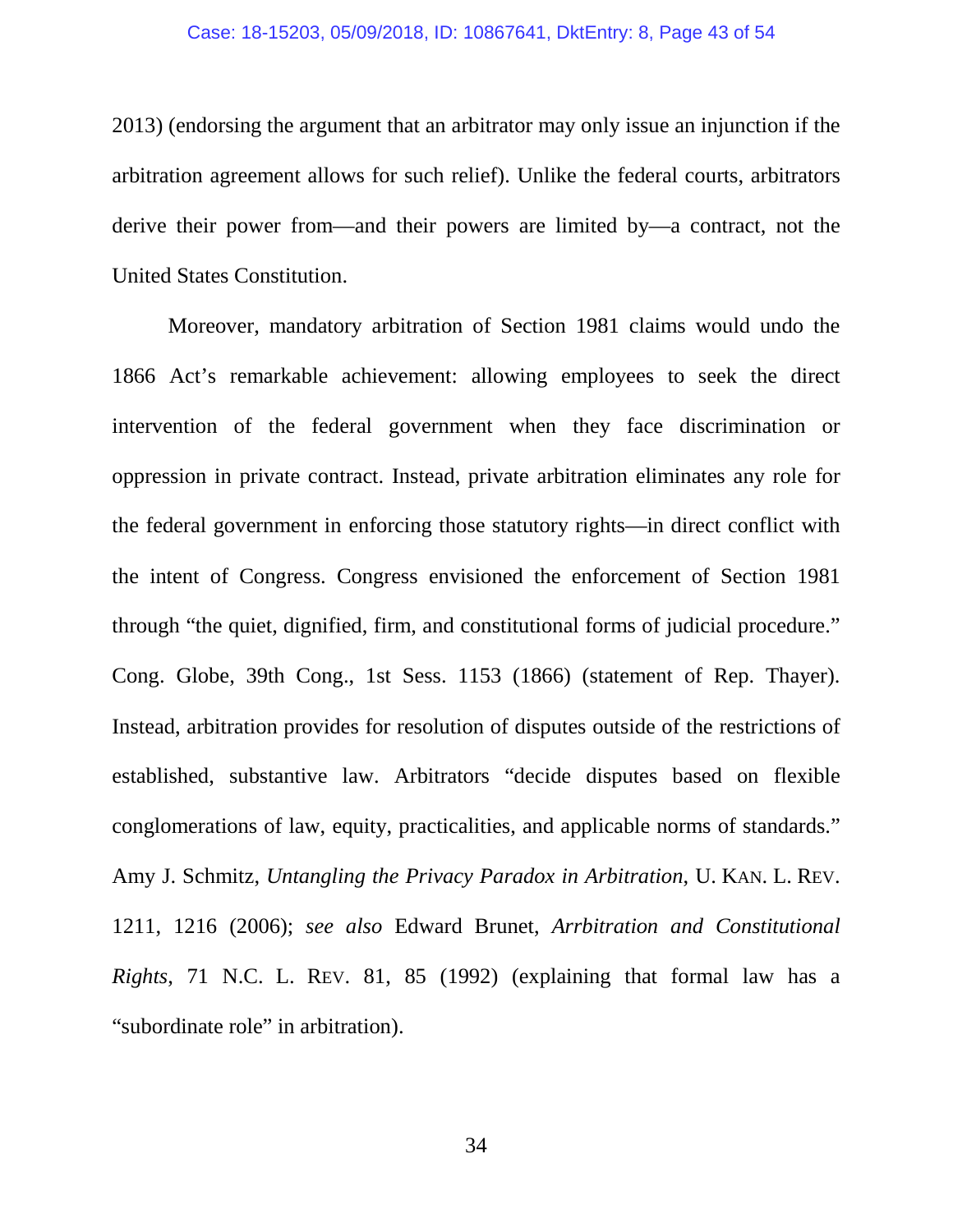2013) (endorsing the argument that an arbitrator may only issue an injunction if the arbitration agreement allows for such relief). Unlike the federal courts, arbitrators derive their power from—and their powers are limited by—a contract, not the United States Constitution.

Moreover, mandatory arbitration of Section 1981 claims would undo the 1866 Act's remarkable achievement: allowing employees to seek the direct intervention of the federal government when they face discrimination or oppression in private contract. Instead, private arbitration eliminates any role for the federal government in enforcing those statutory rights—in direct conflict with the intent of Congress. Congress envisioned the enforcement of Section 1981 through "the quiet, dignified, firm, and constitutional forms of judicial procedure." Cong. Globe, 39th Cong., 1st Sess. 1153 (1866) (statement of Rep. Thayer). Instead, arbitration provides for resolution of disputes outside of the restrictions of established, substantive law. Arbitrators "decide disputes based on flexible conglomerations of law, equity, practicalities, and applicable norms of standards." Amy J. Schmitz, *Untangling the Privacy Paradox in Arbitration*, U. KAN. L. REV. 1211, 1216 (2006); *see also* Edward Brunet, *Arrbitration and Constitutional Rights*, 71 N.C. L. REV. 81, 85 (1992) (explaining that formal law has a "subordinate role" in arbitration).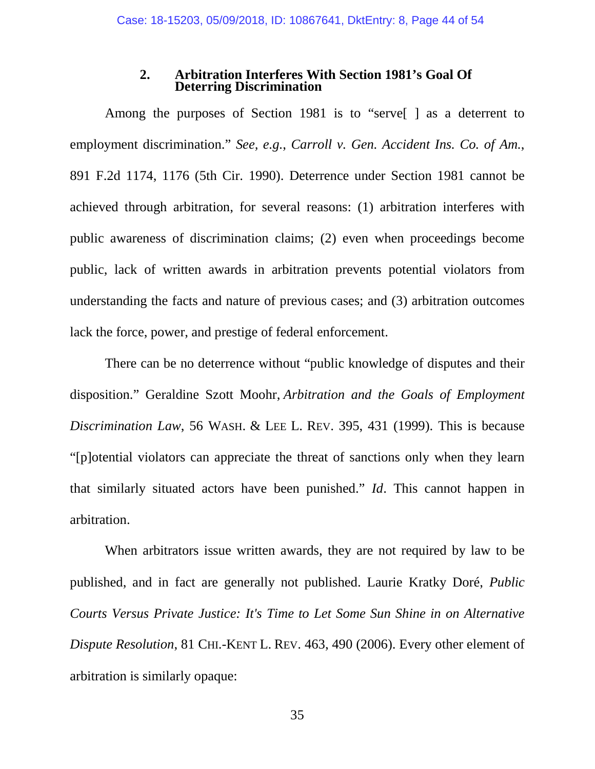### 2. Arbitration Interferes With Section 1981's Goal Of Deterring Discrimination

Among the purposes of Section 1981 is to "serve[ ] as a deterrent to employment discrimination." *See, e.g.*, *Carroll v. Gen. Accident Ins. Co. of Am.*, 891 F.2d 1174, 1176 (5th Cir. 1990). Deterrence under Section 1981 cannot be achieved through arbitration, for several reasons: (1) arbitration interferes with public awareness of discrimination claims; (2) even when proceedings become public, lack of written awards in arbitration prevents potential violators from understanding the facts and nature of previous cases; and (3) arbitration outcomes lack the force, power, and prestige of federal enforcement.

There can be no deterrence without "public knowledge of disputes and their disposition." Geraldine Szott Moohr, *Arbitration and the Goals of Employment Discrimination Law*, 56 WASH. & LEE L. REV. 395, 431 (1999). This is because "[p]otential violators can appreciate the threat of sanctions only when they learn that similarly situated actors have been punished." *Id*. This cannot happen in arbitration.

When arbitrators issue written awards, they are not required by law to be published, and in fact are generally not published. Laurie Kratky Doré, *Public Courts Versus Private Justice: It's Time to Let Some Sun Shine in on Alternative Dispute Resolution*, 81 CHI.-KENT L. REV. 463, 490 (2006). Every other element of arbitration is similarly opaque: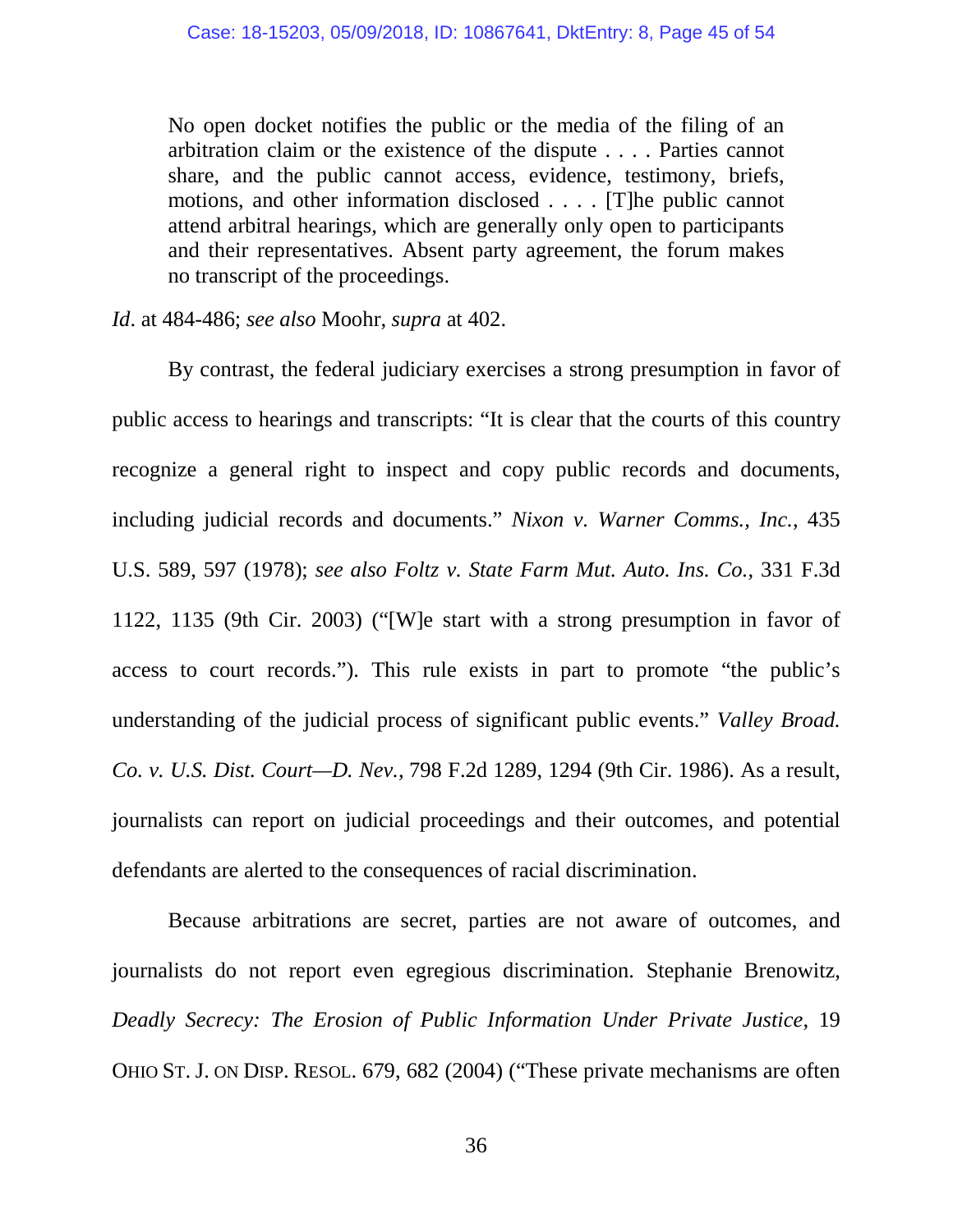> No open docket notifies the public or the media of the filing of an arbitration claim or the existence of the dispute . . . . Parties cannot share, and the public cannot access, evidence, testimony, briefs, motions, and other information disclosed . . . . [T]he public cannot attend arbitral hearings, which are generally only open to participants and their representatives. Absent party agreement, the forum makes no transcript of the proceedings.

*Id*. at 484-486; *see also* Moohr, *supra* at 402.

By contrast, the federal judiciary exercises a strong presumption in favor of public access to hearings and transcripts: "It is clear that the courts of this country recognize a general right to inspect and copy public records and documents, including judicial records and documents." *Nixon v. Warner Comms., Inc.*, 435 U.S. 589, 597 (1978); *see also Foltz v. State Farm Mut. Auto. Ins. Co.*, 331 F.3d 1122, 1135 (9th Cir. 2003) ("[W]e start with a strong presumption in favor of access to court records."). This rule exists in part to promote "the public's understanding of the judicial process of significant public events." *Valley Broad. Co. v. U.S. Dist. Court—D. Nev.*, 798 F.2d 1289, 1294 (9th Cir. 1986). As a result, journalists can report on judicial proceedings and their outcomes, and potential defendants are alerted to the consequences of racial discrimination.

Because arbitrations are secret, parties are not aware of outcomes, and journalists do not report even egregious discrimination. Stephanie Brenowitz, *Deadly Secrecy: The Erosion of Public Information Under Private Justice*, 19 OHIO ST. J. ON DISP. RESOL. 679, 682 (2004) ("These private mechanisms are often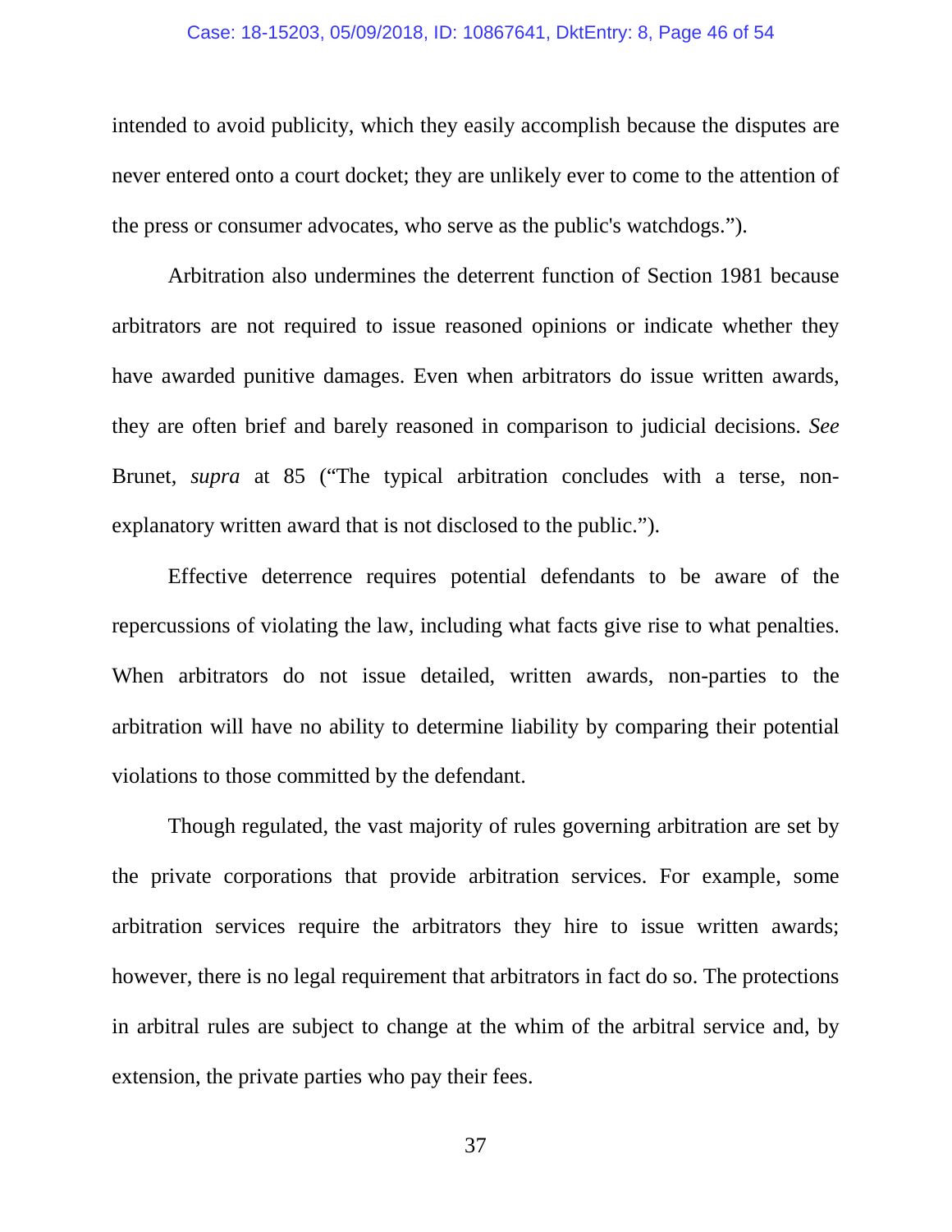intended to avoid publicity, which they easily accomplish because the disputes are never entered onto a court docket; they are unlikely ever to come to the attention of the press or consumer advocates, who serve as the public's watchdogs.").

Arbitration also undermines the deterrent function of Section 1981 because arbitrators are not required to issue reasoned opinions or indicate whether they have awarded punitive damages. Even when arbitrators do issue written awards, they are often brief and barely reasoned in comparison to judicial decisions. *See* Brunet, *supra* at 85 ("The typical arbitration concludes with a terse, non-explanatory written award that is not disclosed to the public.").

Effective deterrence requires potential defendants to be aware of the repercussions of violating the law, including what facts give rise to what penalties. When arbitrators do not issue detailed, written awards, non-parties to the arbitration will have no ability to determine liability by comparing their potential violations to those committed by the defendant.

Though regulated, the vast majority of rules governing arbitration are set by the private corporations that provide arbitration services. For example, some arbitration services require the arbitrators they hire to issue written awards; however, there is no legal requirement that arbitrators in fact do so. The protections in arbitral rules are subject to change at the whim of the arbitral service and, by extension, the private parties who pay their fees.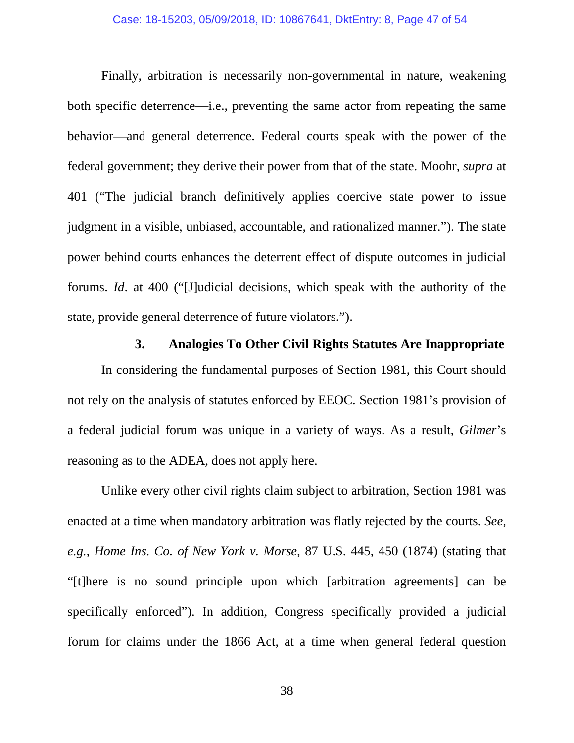Finally, arbitration is necessarily non-governmental in nature, weakening both specific deterrence—i.e., preventing the same actor from repeating the same behavior—and general deterrence. Federal courts speak with the power of the federal government; they derive their power from that of the state. Moohr, *supra* at 401 ("The judicial branch definitively applies coercive state power to issue judgment in a visible, unbiased, accountable, and rationalized manner."). The state power behind courts enhances the deterrent effect of dispute outcomes in judicial forums. *Id*. at 400 ("[J]udicial decisions, which speak with the authority of the state, provide general deterrence of future violators.").

### 3. Analogies To Other Civil Rights Statutes Are Inappropriate

In considering the fundamental purposes of Section 1981, this Court should not rely on the analysis of statutes enforced by EEOC. Section 1981's provision of a federal judicial forum was unique in a variety of ways. As a result, *Gilmer*'s reasoning as to the ADEA, does not apply here.

Unlike every other civil rights claim subject to arbitration, Section 1981 was enacted at a time when mandatory arbitration was flatly rejected by the courts. *See, e.g.*, *Home Ins. Co. of New York v. Morse*, 87 U.S. 445, 450 (1874) (stating that "[t]here is no sound principle upon which [arbitration agreements] can be specifically enforced"). In addition, Congress specifically provided a judicial forum for claims under the 1866 Act, at a time when general federal question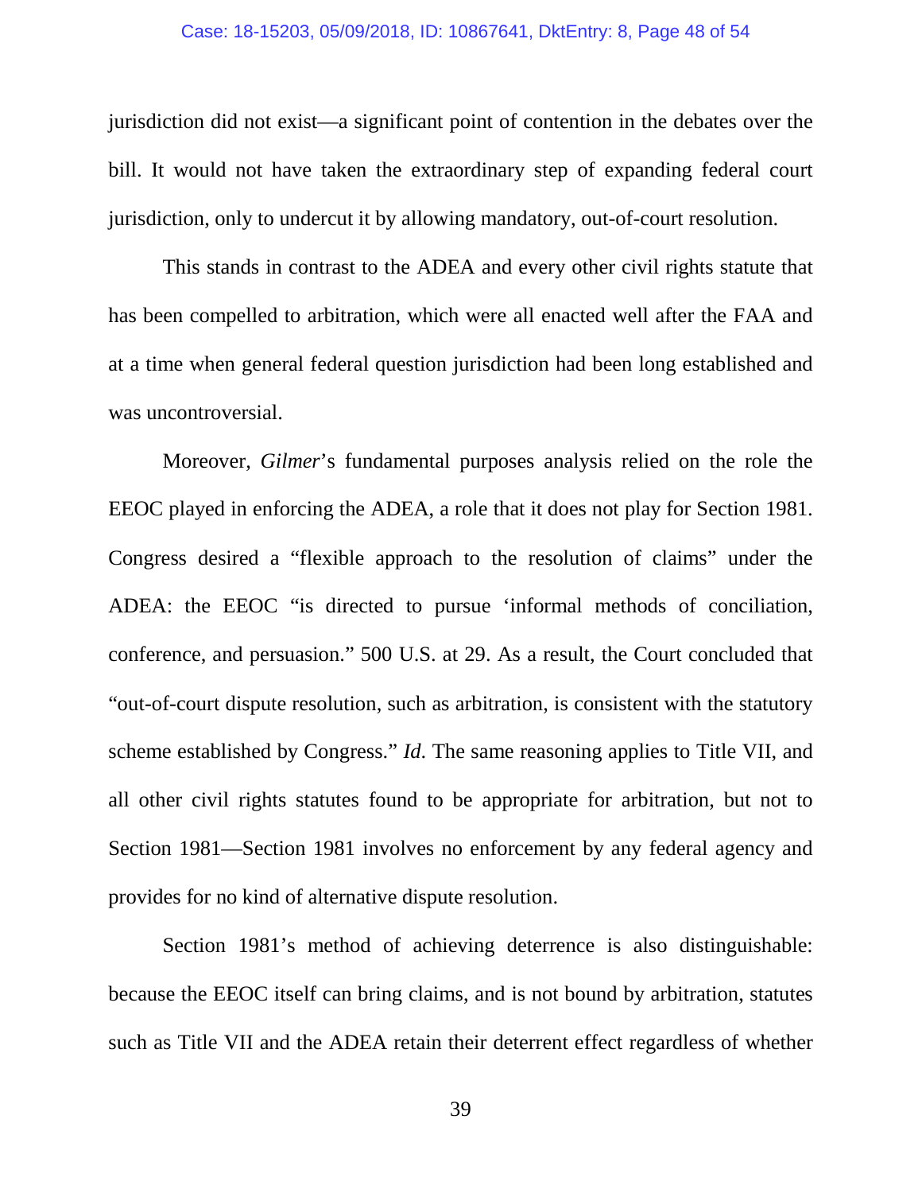jurisdiction did not exist—a significant point of contention in the debates over the bill. It would not have taken the extraordinary step of expanding federal court jurisdiction, only to undercut it by allowing mandatory, out-of-court resolution.

This stands in contrast to the ADEA and every other civil rights statute that has been compelled to arbitration, which were all enacted well after the FAA and at a time when general federal question jurisdiction had been long established and was uncontroversial.

Moreover, *Gilmer*'s fundamental purposes analysis relied on the role the EEOC played in enforcing the ADEA, a role that it does not play for Section 1981. Congress desired a "flexible approach to the resolution of claims" under the ADEA: the EEOC "is directed to pursue 'informal methods of conciliation, conference, and persuasion." 500 U.S. at 29. As a result, the Court concluded that "out-of-court dispute resolution, such as arbitration, is consistent with the statutory scheme established by Congress." *Id*. The same reasoning applies to Title VII, and all other civil rights statutes found to be appropriate for arbitration, but not to Section 1981—Section 1981 involves no enforcement by any federal agency and provides for no kind of alternative dispute resolution.

Section 1981's method of achieving deterrence is also distinguishable: because the EEOC itself can bring claims, and is not bound by arbitration, statutes such as Title VII and the ADEA retain their deterrent effect regardless of whether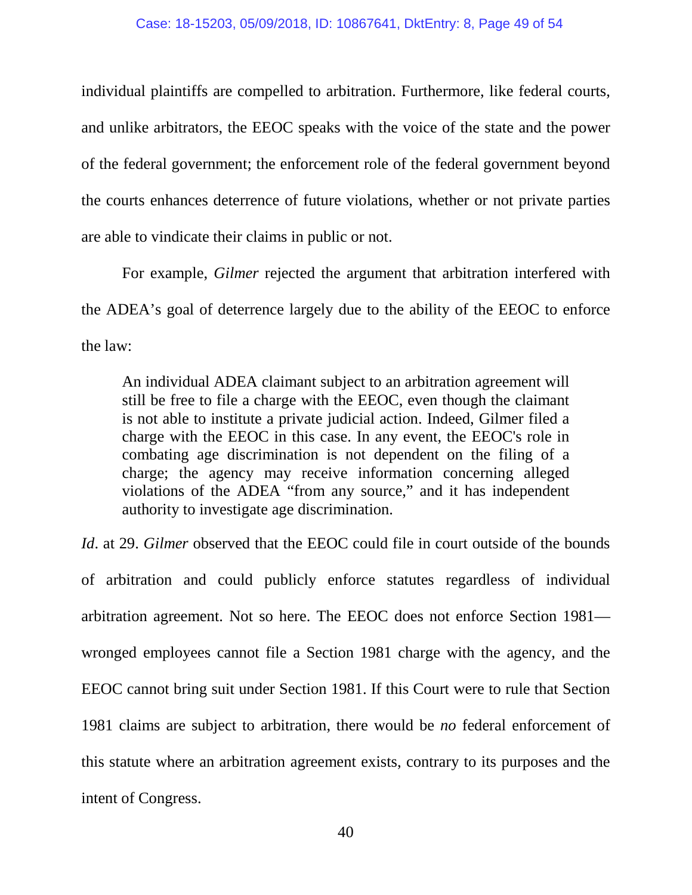individual plaintiffs are compelled to arbitration. Furthermore, like federal courts, and unlike arbitrators, the EEOC speaks with the voice of the state and the power of the federal government; the enforcement role of the federal government beyond the courts enhances deterrence of future violations, whether or not private parties are able to vindicate their claims in public or not.

For example, *Gilmer* rejected the argument that arbitration interfered with the ADEA's goal of deterrence largely due to the ability of the EEOC to enforce the law:

> An individual ADEA claimant subject to an arbitration agreement will still be free to file a charge with the EEOC, even though the claimant is not able to institute a private judicial action. Indeed, Gilmer filed a charge with the EEOC in this case. In any event, the EEOC's role in combating age discrimination is not dependent on the filing of a charge; the agency may receive information concerning alleged violations of the ADEA "from any source," and it has independent authority to investigate age discrimination.

*Id*. at 29. *Gilmer* observed that the EEOC could file in court outside of the bounds of arbitration and could publicly enforce statutes regardless of individual arbitration agreement. Not so here. The EEOC does not enforce Section 1981—wronged employees cannot file a Section 1981 charge with the agency, and the EEOC cannot bring suit under Section 1981. If this Court were to rule that Section 1981 claims are subject to arbitration, there would be *no* federal enforcement of this statute where an arbitration agreement exists, contrary to its purposes and the intent of Congress.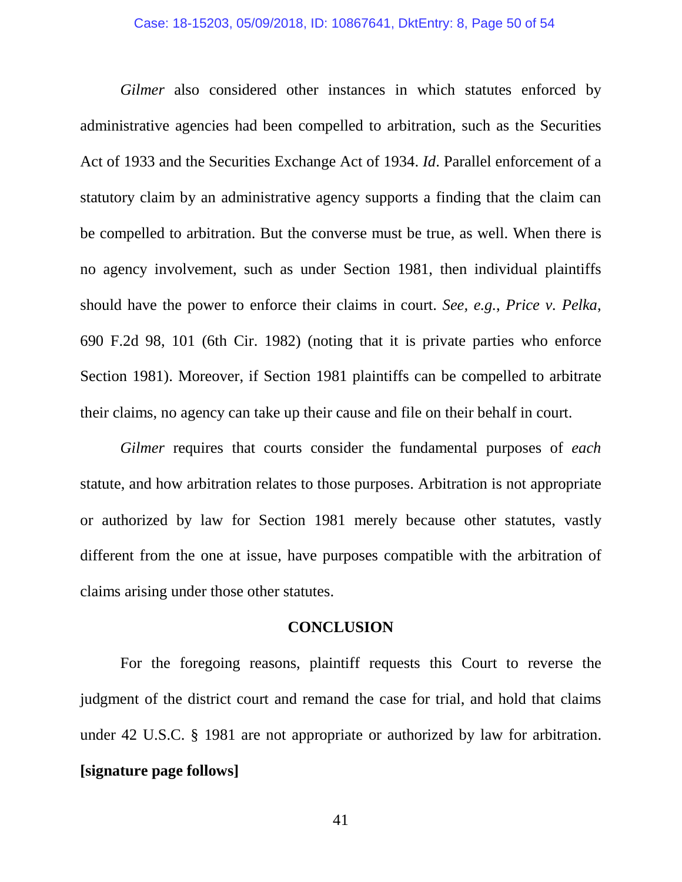*Gilmer* also considered other instances in which statutes enforced by administrative agencies had been compelled to arbitration, such as the Securities Act of 1933 and the Securities Exchange Act of 1934. *Id*. Parallel enforcement of a statutory claim by an administrative agency supports a finding that the claim can be compelled to arbitration. But the converse must be true, as well. When there is no agency involvement, such as under Section 1981, then individual plaintiffs should have the power to enforce their claims in court. *See, e.g.*, *Price v. Pelka*, 690 F.2d 98, 101 (6th Cir. 1982) (noting that it is private parties who enforce Section 1981). Moreover, if Section 1981 plaintiffs can be compelled to arbitrate their claims, no agency can take up their cause and file on their behalf in court.

*Gilmer* requires that courts consider the fundamental purposes of *each* statute, and how arbitration relates to those purposes. Arbitration is not appropriate or authorized by law for Section 1981 merely because other statutes, vastly different from the one at issue, have purposes compatible with the arbitration of claims arising under those other statutes.

## CONCLUSION

For the foregoing reasons, plaintiff requests this Court to reverse the judgment of the district court and remand the case for trial, and hold that claims under 42 U.S.C. § 1981 are not appropriate or authorized by law for arbitration. **[signature page follows]**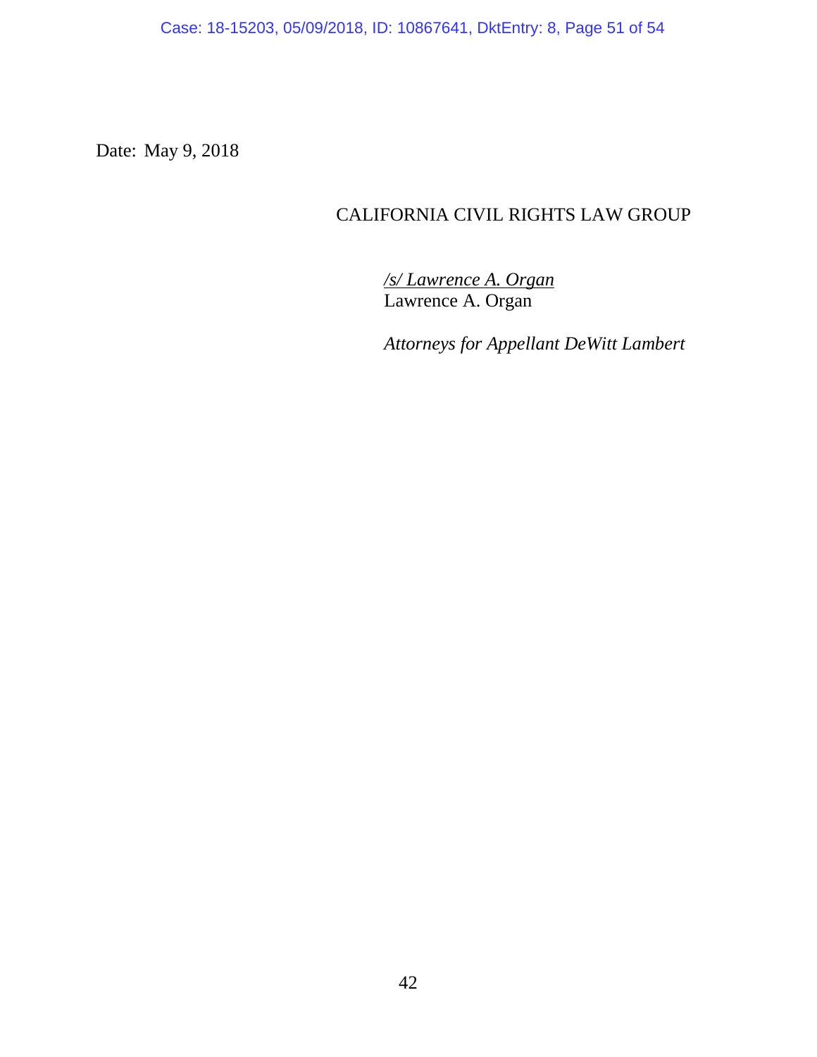Date: May 9, 2018

CALIFORNIA CIVIL RIGHTS LAW GROUP

/s/ Lawrence A. Organ
Lawrence A. Organ

*Attorneys for Appellant DeWitt Lambert*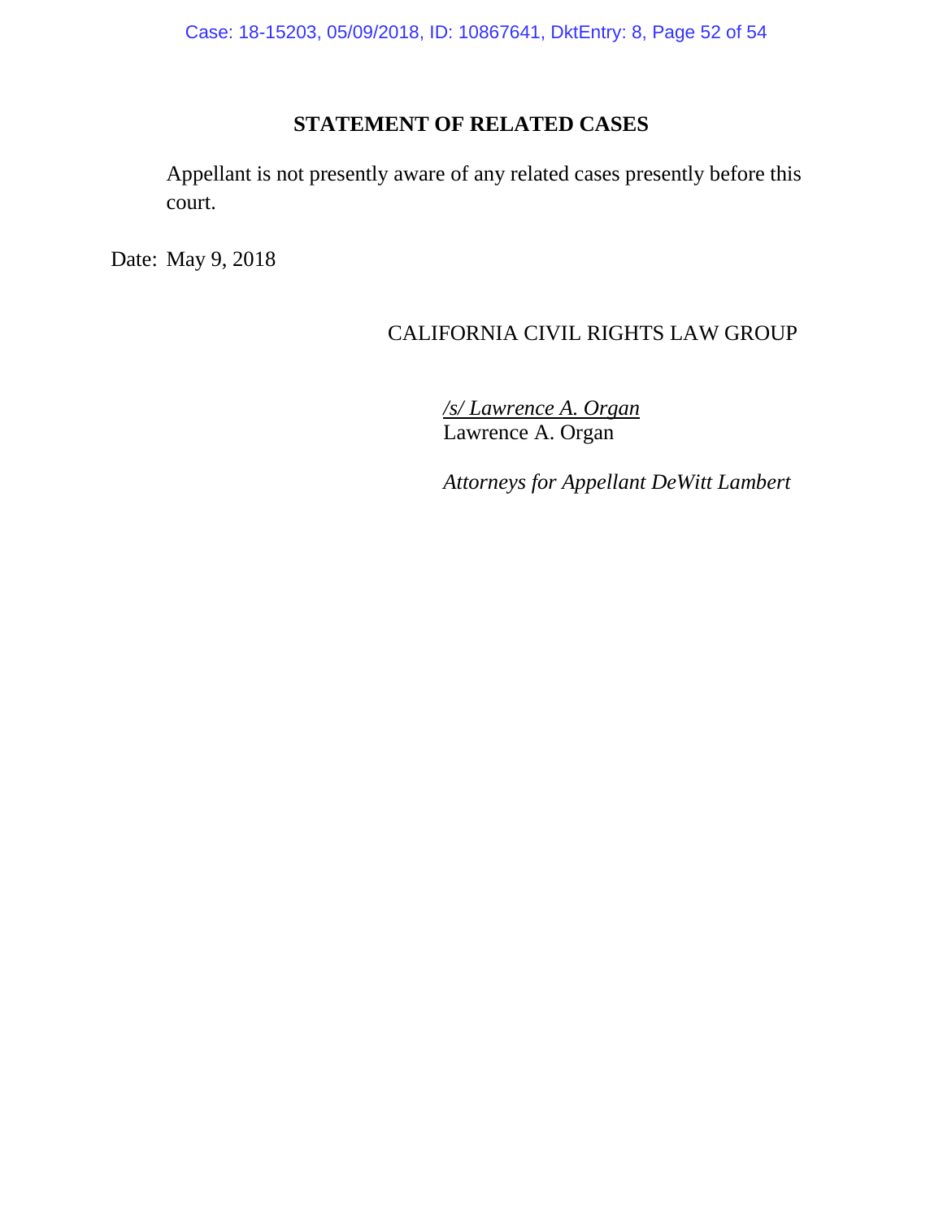## STATEMENT OF RELATED CASES

Appellant is not presently aware of any related cases presently before this court.

Date: May 9, 2018

CALIFORNIA CIVIL RIGHTS LAW GROUP

/s/ Lawrence A. Organ
Lawrence A. Organ

*Attorneys for Appellant DeWitt Lambert*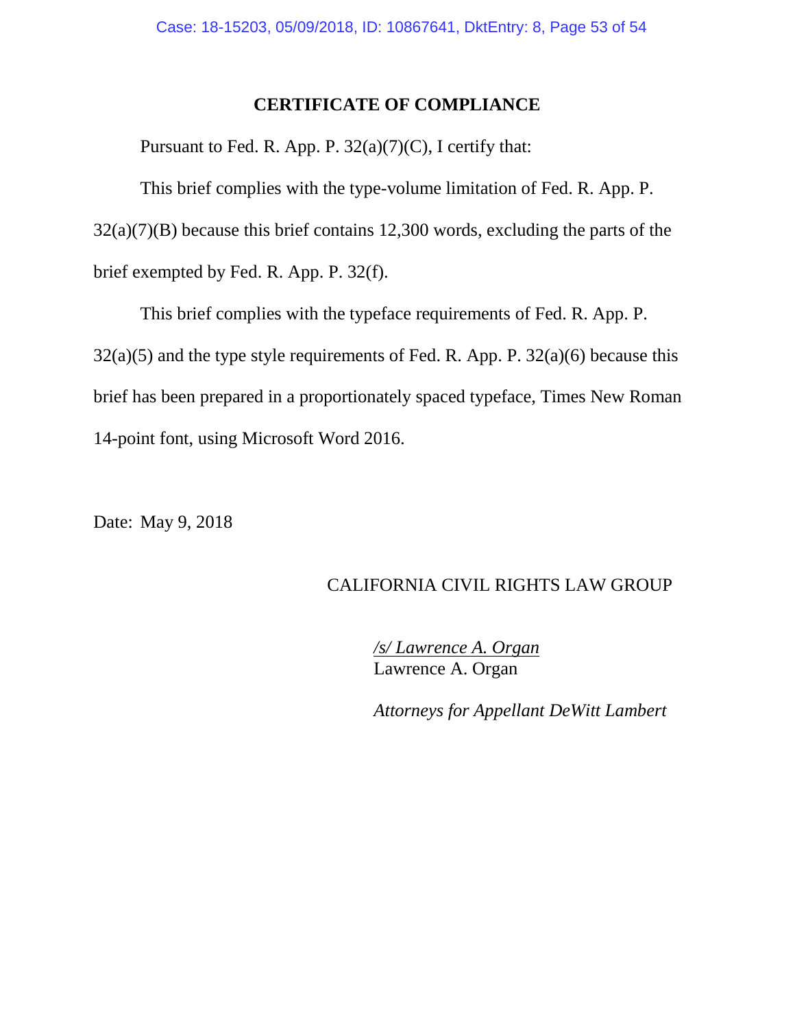## CERTIFICATE OF COMPLIANCE

Pursuant to Fed. R. App. P. 32(a)(7)(C), I certify that:

This brief complies with the type-volume limitation of Fed. R. App. P. 32(a)(7)(B) because this brief contains 12,300 words, excluding the parts of the brief exempted by Fed. R. App. P. 32(f).

This brief complies with the typeface requirements of Fed. R. App. P. 32(a)(5) and the type style requirements of Fed. R. App. P. 32(a)(6) because this brief has been prepared in a proportionately spaced typeface, Times New Roman 14-point font, using Microsoft Word 2016.

Date: May 9, 2018

CALIFORNIA CIVIL RIGHTS LAW GROUP

*/s/ Lawrence A. Organ*
Lawrence A. Organ

*Attorneys for Appellant DeWitt Lambert*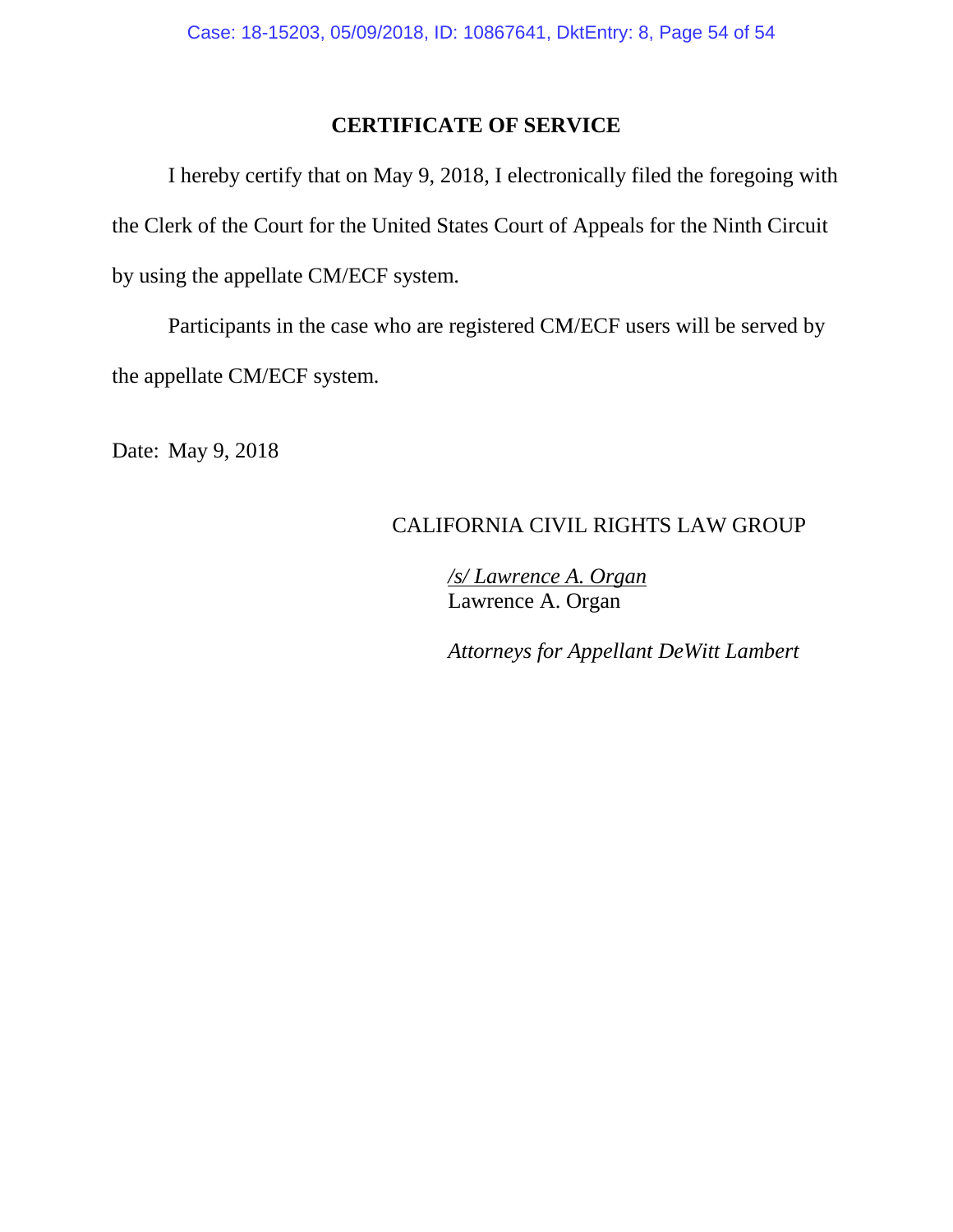## CERTIFICATE OF SERVICE

I hereby certify that on May 9, 2018, I electronically filed the foregoing with the Clerk of the Court for the United States Court of Appeals for the Ninth Circuit by using the appellate CM/ECF system.

Participants in the case who are registered CM/ECF users will be served by the appellate CM/ECF system.

Date: May 9, 2018

CALIFORNIA CIVIL RIGHTS LAW GROUP

*/s/ Lawrence A. Organ*
Lawrence A. Organ

*Attorneys for Appellant DeWitt Lambert*